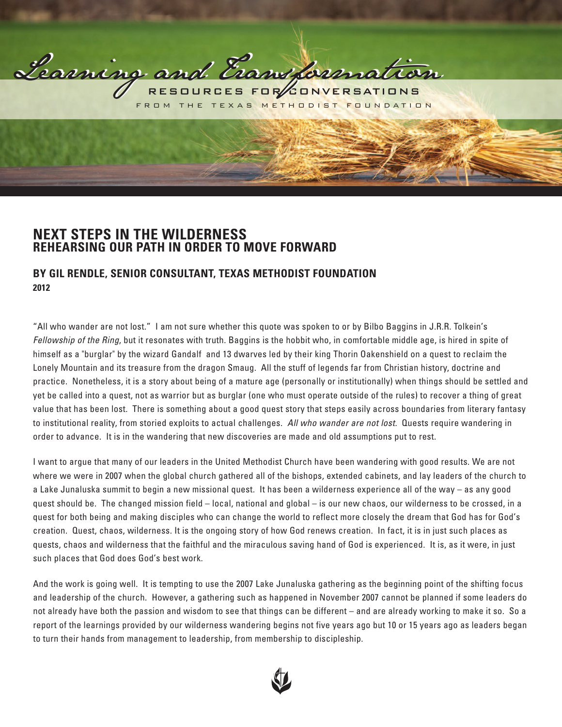# Learning and Transformation

RESOURCES FOR CONVERSATIONS

FROM THE TEXAS METHODIST FOUNDATION

## NEXT STEPS IN THE WILDERNESS
## REHEARSING OUR PATH IN ORDER TO MOVE FORWARD

### BY GIL RENDLE, SENIOR CONSULTANT, TEXAS METHODIST FOUNDATION
**2012**

"All who wander are not lost." I am not sure whether this quote was spoken to or by Bilbo Baggins in J.R.R. Tolkein's *Fellowship of the Ring*, but it resonates with truth. Baggins is the hobbit who, in comfortable middle age, is hired in spite of himself as a "burglar" by the wizard Gandalf and 13 dwarves led by their king Thorin Oakenshield on a quest to reclaim the Lonely Mountain and its treasure from the dragon Smaug. All the stuff of legends far from Christian history, doctrine and practice. Nonetheless, it is a story about being of a mature age (personally or institutionally) when things should be settled and yet be called into a quest, not as warrior but as burglar (one who must operate outside of the rules) to recover a thing of great value that has been lost. There is something about a good quest story that steps easily across boundaries from literary fantasy to institutional reality, from storied exploits to actual challenges. *All who wander are not lost*. Quests require wandering in order to advance. It is in the wandering that new discoveries are made and old assumptions put to rest.

I want to argue that many of our leaders in the United Methodist Church have been wandering with good results. We are not where we were in 2007 when the global church gathered all of the bishops, extended cabinets, and lay leaders of the church to a Lake Junaluska summit to begin a new missional quest. It has been a wilderness experience all of the way – as any good quest should be. The changed mission field – local, national and global – is our new chaos, our wilderness to be crossed, in a quest for both being and making disciples who can change the world to reflect more closely the dream that God has for God's creation. Quest, chaos, wilderness. It is the ongoing story of how God renews creation. In fact, it is in just such places as quests, chaos and wilderness that the faithful and the miraculous saving hand of God is experienced. It is, as it were, in just such places that God does God's best work.

And the work is going well. It is tempting to use the 2007 Lake Junaluska gathering as the beginning point of the shifting focus and leadership of the church. However, a gathering such as happened in November 2007 cannot be planned if some leaders do not already have both the passion and wisdom to see that things can be different – and are already working to make it so. So a report of the learnings provided by our wilderness wandering begins not five years ago but 10 or 15 years ago as leaders began to turn their hands from management to leadership, from membership to discipleship.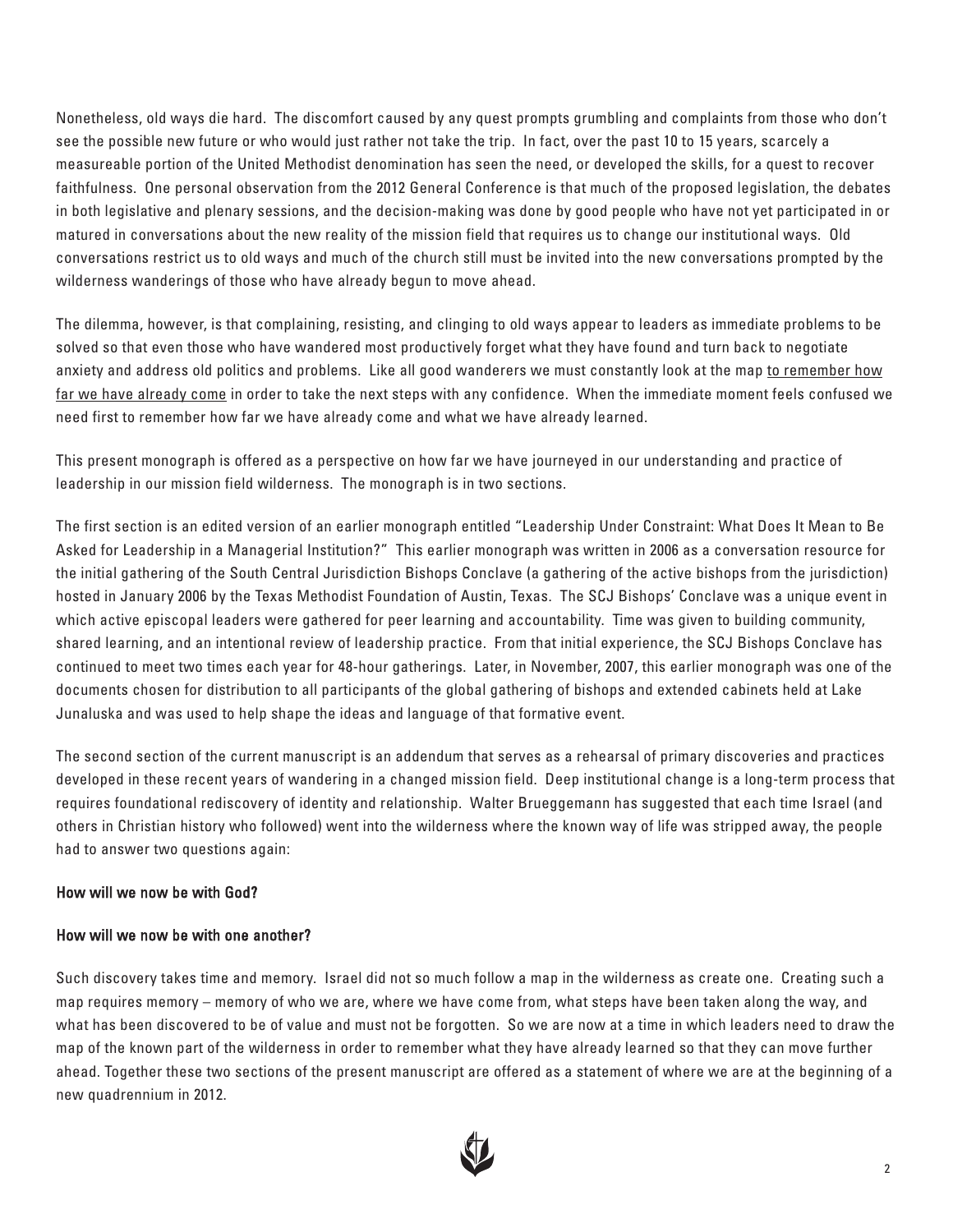Nonetheless, old ways die hard. The discomfort caused by any quest prompts grumbling and complaints from those who don't see the possible new future or who would just rather not take the trip. In fact, over the past 10 to 15 years, scarcely a measureable portion of the United Methodist denomination has seen the need, or developed the skills, for a quest to recover faithfulness. One personal observation from the 2012 General Conference is that much of the proposed legislation, the debates in both legislative and plenary sessions, and the decision-making was done by good people who have not yet participated in or matured in conversations about the new reality of the mission field that requires us to change our institutional ways. Old conversations restrict us to old ways and much of the church still must be invited into the new conversations prompted by the wilderness wanderings of those who have already begun to move ahead.

The dilemma, however, is that complaining, resisting, and clinging to old ways appear to leaders as immediate problems to be solved so that even those who have wandered most productively forget what they have found and turn back to negotiate anxiety and address old politics and problems. Like all good wanderers we must constantly look at the map <u>to remember how far we have already come</u> in order to take the next steps with any confidence. When the immediate moment feels confused we need first to remember how far we have already come and what we have already learned.

This present monograph is offered as a perspective on how far we have journeyed in our understanding and practice of leadership in our mission field wilderness. The monograph is in two sections.

The first section is an edited version of an earlier monograph entitled "Leadership Under Constraint: What Does It Mean to Be Asked for Leadership in a Managerial Institution?" This earlier monograph was written in 2006 as a conversation resource for the initial gathering of the South Central Jurisdiction Bishops Conclave (a gathering of the active bishops from the jurisdiction) hosted in January 2006 by the Texas Methodist Foundation of Austin, Texas. The SCJ Bishops' Conclave was a unique event in which active episcopal leaders were gathered for peer learning and accountability. Time was given to building community, shared learning, and an intentional review of leadership practice. From that initial experience, the SCJ Bishops Conclave has continued to meet two times each year for 48-hour gatherings. Later, in November, 2007, this earlier monograph was one of the documents chosen for distribution to all participants of the global gathering of bishops and extended cabinets held at Lake Junaluska and was used to help shape the ideas and language of that formative event.

The second section of the current manuscript is an addendum that serves as a rehearsal of primary discoveries and practices developed in these recent years of wandering in a changed mission field. Deep institutional change is a long-term process that requires foundational rediscovery of identity and relationship. Walter Brueggemann has suggested that each time Israel (and others in Christian history who followed) went into the wilderness where the known way of life was stripped away, the people had to answer two questions again:

**How will we now be with God?**

**How will we now be with one another?**

Such discovery takes time and memory. Israel did not so much follow a map in the wilderness as create one. Creating such a map requires memory – memory of who we are, where we have come from, what steps have been taken along the way, and what has been discovered to be of value and must not be forgotten. So we are now at a time in which leaders need to draw the map of the known part of the wilderness in order to remember what they have already learned so that they can move further ahead. Together these two sections of the present manuscript are offered as a statement of where we are at the beginning of a new quadrennium in 2012.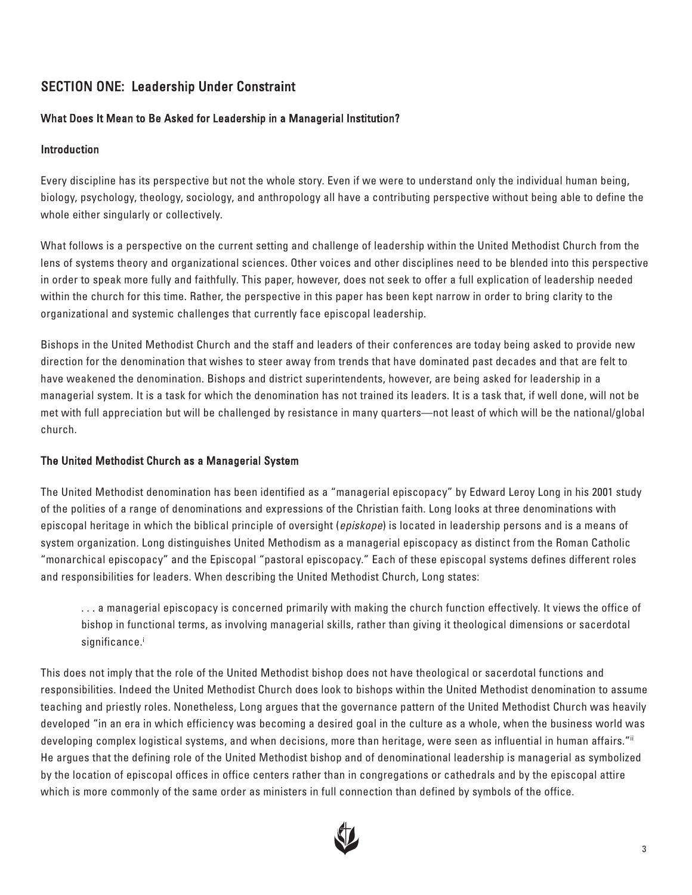## SECTION ONE: Leadership Under Constraint

### What Does It Mean to Be Asked for Leadership in a Managerial Institution?

#### Introduction

Every discipline has its perspective but not the whole story. Even if we were to understand only the individual human being, biology, psychology, theology, sociology, and anthropology all have a contributing perspective without being able to define the whole either singularly or collectively.

What follows is a perspective on the current setting and challenge of leadership within the United Methodist Church from the lens of systems theory and organizational sciences. Other voices and other disciplines need to be blended into this perspective in order to speak more fully and faithfully. This paper, however, does not seek to offer a full explication of leadership needed within the church for this time. Rather, the perspective in this paper has been kept narrow in order to bring clarity to the organizational and systemic challenges that currently face episcopal leadership.

Bishops in the United Methodist Church and the staff and leaders of their conferences are today being asked to provide new direction for the denomination that wishes to steer away from trends that have dominated past decades and that are felt to have weakened the denomination. Bishops and district superintendents, however, are being asked for leadership in a managerial system. It is a task for which the denomination has not trained its leaders. It is a task that, if well done, will not be met with full appreciation but will be challenged by resistance in many quarters—not least of which will be the national/global church.

#### The United Methodist Church as a Managerial System

The United Methodist denomination has been identified as a “managerial episcopacy” by Edward Leroy Long in his 2001 study of the polities of a range of denominations and expressions of the Christian faith. Long looks at three denominations with episcopal heritage in which the biblical principle of oversight (*episkope*) is located in leadership persons and is a means of system organization. Long distinguishes United Methodism as a managerial episcopacy as distinct from the Roman Catholic “monarchical episcopacy” and the Episcopal “pastoral episcopacy.” Each of these episcopal systems defines different roles and responsibilities for leaders. When describing the United Methodist Church, Long states:

> . . . a managerial episcopacy is concerned primarily with making the church function effectively. It views the office of bishop in functional terms, as involving managerial skills, rather than giving it theological dimensions or sacerdotal significance.[i]

This does not imply that the role of the United Methodist bishop does not have theological or sacerdotal functions and responsibilities. Indeed the United Methodist Church does look to bishops within the United Methodist denomination to assume teaching and priestly roles. Nonetheless, Long argues that the governance pattern of the United Methodist Church was heavily developed “in an era in which efficiency was becoming a desired goal in the culture as a whole, when the business world was developing complex logistical systems, and when decisions, more than heritage, were seen as influential in human affairs.”[ii] He argues that the defining role of the United Methodist bishop and of denominational leadership is managerial as symbolized by the location of episcopal offices in office centers rather than in congregations or cathedrals and by the episcopal attire which is more commonly of the same order as ministers in full connection than defined by symbols of the office.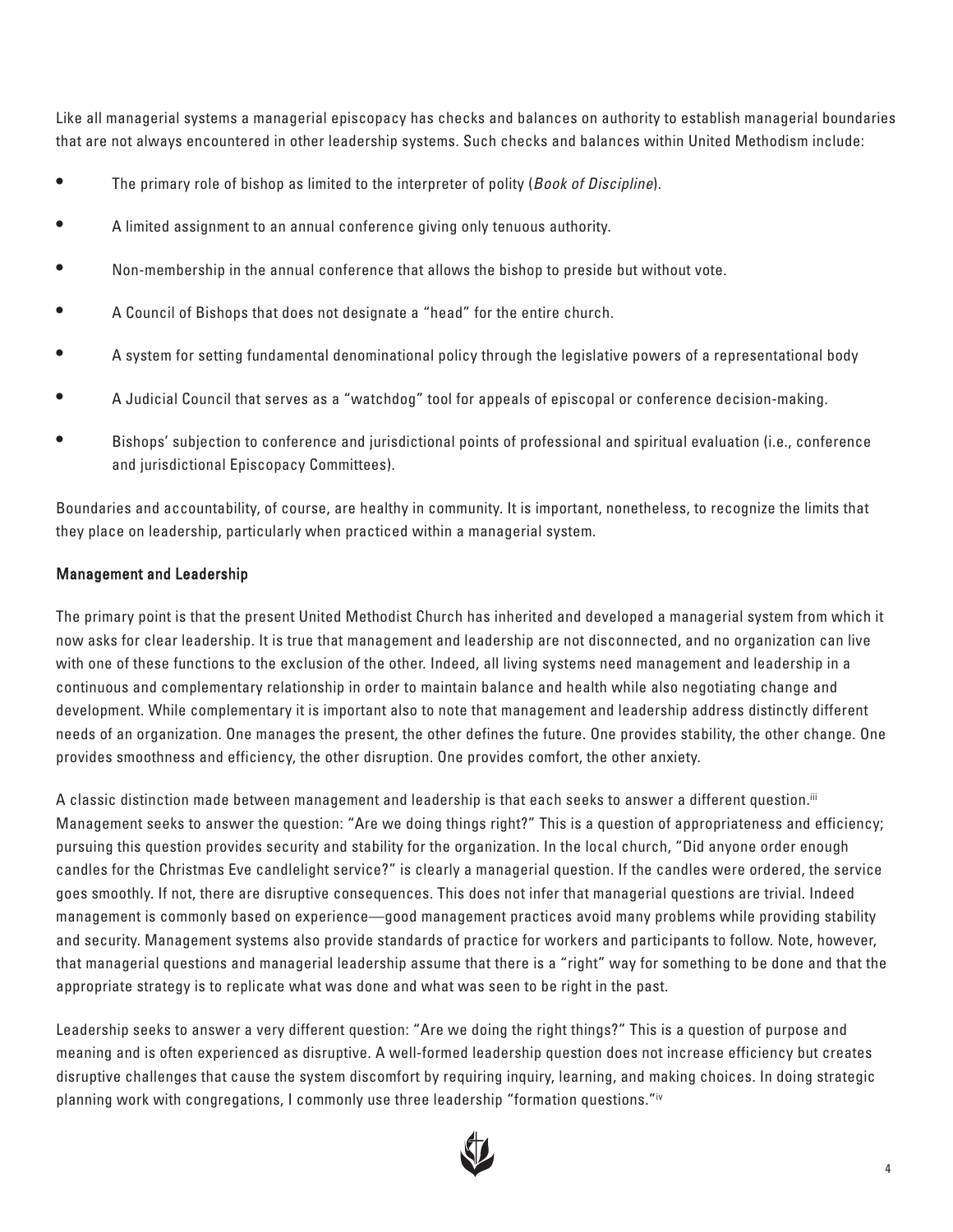Like all managerial systems a managerial episcopacy has checks and balances on authority to establish managerial boundaries that are not always encountered in other leadership systems. Such checks and balances within United Methodism include:

- The primary role of bishop as limited to the interpreter of polity (*Book of Discipline*).
- A limited assignment to an annual conference giving only tenuous authority.
- Non-membership in the annual conference that allows the bishop to preside but without vote.
- A Council of Bishops that does not designate a "head" for the entire church.
- A system for setting fundamental denominational policy through the legislative powers of a representational body
- A Judicial Council that serves as a "watchdog" tool for appeals of episcopal or conference decision-making.
- Bishops' subjection to conference and jurisdictional points of professional and spiritual evaluation (i.e., conference and jurisdictional Episcopacy Committees).

Boundaries and accountability, of course, are healthy in community. It is important, nonetheless, to recognize the limits that they place on leadership, particularly when practiced within a managerial system.

## Management and Leadership

The primary point is that the present United Methodist Church has inherited and developed a managerial system from which it now asks for clear leadership. It is true that management and leadership are not disconnected, and no organization can live with one of these functions to the exclusion of the other. Indeed, all living systems need management and leadership in a continuous and complementary relationship in order to maintain balance and health while also negotiating change and development. While complementary it is important also to note that management and leadership address distinctly different needs of an organization. One manages the present, the other defines the future. One provides stability, the other change. One provides smoothness and efficiency, the other disruption. One provides comfort, the other anxiety.

A classic distinction made between management and leadership is that each seeks to answer a different question.[iii] Management seeks to answer the question: "Are we doing things right?" This is a question of appropriateness and efficiency; pursuing this question provides security and stability for the organization. In the local church, "Did anyone order enough candles for the Christmas Eve candlelight service?" is clearly a managerial question. If the candles were ordered, the service goes smoothly. If not, there are disruptive consequences. This does not infer that managerial questions are trivial. Indeed management is commonly based on experience—good management practices avoid many problems while providing stability and security. Management systems also provide standards of practice for workers and participants to follow. Note, however, that managerial questions and managerial leadership assume that there is a "right" way for something to be done and that the appropriate strategy is to replicate what was done and what was seen to be right in the past.

Leadership seeks to answer a very different question: "Are we doing the right things?" This is a question of purpose and meaning and is often experienced as disruptive. A well-formed leadership question does not increase efficiency but creates disruptive challenges that cause the system discomfort by requiring inquiry, learning, and making choices. In doing strategic planning work with congregations, I commonly use three leadership "formation questions."[iv]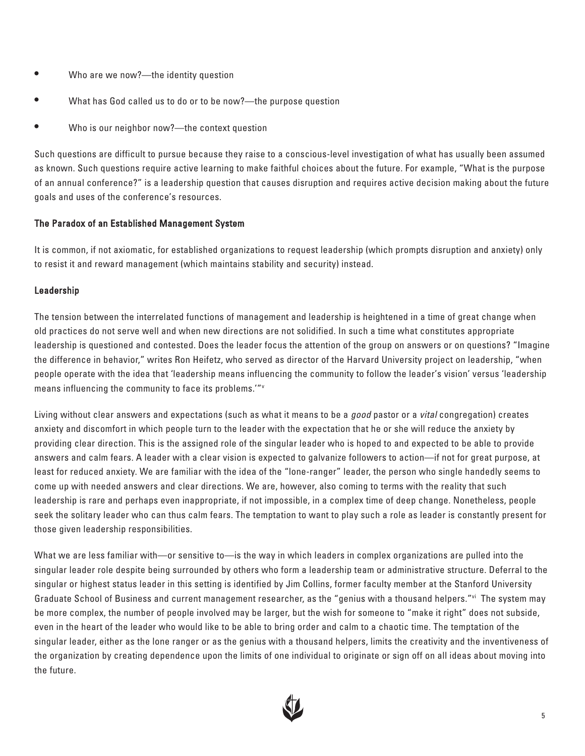- Who are we now?—the identity question
- What has God called us to do or to be now?—the purpose question
- Who is our neighbor now?—the context question

Such questions are difficult to pursue because they raise to a conscious-level investigation of what has usually been assumed as known. Such questions require active learning to make faithful choices about the future. For example, "What is the purpose of an annual conference?" is a leadership question that causes disruption and requires active decision making about the future goals and uses of the conference's resources.

### The Paradox of an Established Management System

It is common, if not axiomatic, for established organizations to request leadership (which prompts disruption and anxiety) only to resist it and reward management (which maintains stability and security) instead.

### Leadership

The tension between the interrelated functions of management and leadership is heightened in a time of great change when old practices do not serve well and when new directions are not solidified. In such a time what constitutes appropriate leadership is questioned and contested. Does the leader focus the attention of the group on answers or on questions? "Imagine the difference in behavior," writes Ron Heifetz, who served as director of the Harvard University project on leadership, "when people operate with the idea that 'leadership means influencing the community to follow the leader's vision' versus 'leadership means influencing the community to face its problems.'"[v]

Living without clear answers and expectations (such as what it means to be a *good* pastor or a *vital* congregation) creates anxiety and discomfort in which people turn to the leader with the expectation that he or she will reduce the anxiety by providing clear direction. This is the assigned role of the singular leader who is hoped to and expected to be able to provide answers and calm fears. A leader with a clear vision is expected to galvanize followers to action—if not for great purpose, at least for reduced anxiety. We are familiar with the idea of the "lone-ranger" leader, the person who single handedly seems to come up with needed answers and clear directions. We are, however, also coming to terms with the reality that such leadership is rare and perhaps even inappropriate, if not impossible, in a complex time of deep change. Nonetheless, people seek the solitary leader who can thus calm fears. The temptation to want to play such a role as leader is constantly present for those given leadership responsibilities.

What we are less familiar with—or sensitive to—is the way in which leaders in complex organizations are pulled into the singular leader role despite being surrounded by others who form a leadership team or administrative structure. Deferral to the singular or highest status leader in this setting is identified by Jim Collins, former faculty member at the Stanford University Graduate School of Business and current management researcher, as the "genius with a thousand helpers."[vi] The system may be more complex, the number of people involved may be larger, but the wish for someone to "make it right" does not subside, even in the heart of the leader who would like to be able to bring order and calm to a chaotic time. The temptation of the singular leader, either as the lone ranger or as the genius with a thousand helpers, limits the creativity and the inventiveness of the organization by creating dependence upon the limits of one individual to originate or sign off on all ideas about moving into the future.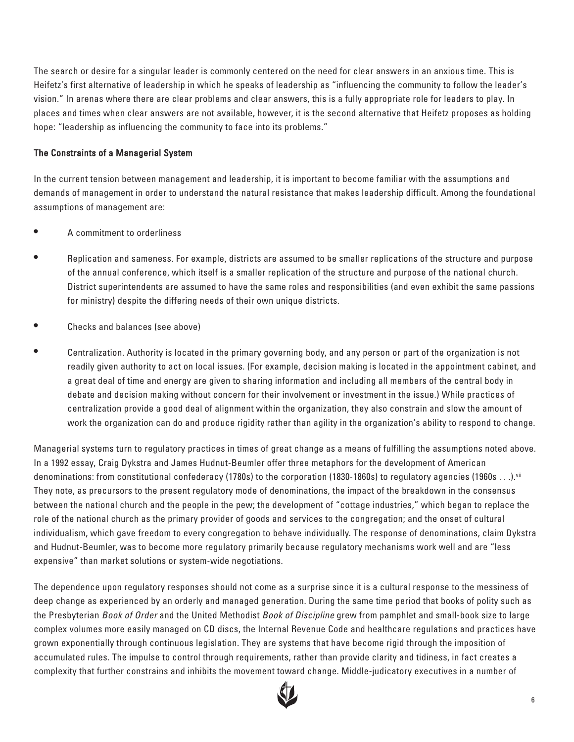The search or desire for a singular leader is commonly centered on the need for clear answers in an anxious time. This is Heifetz's first alternative of leadership in which he speaks of leadership as "influencing the community to follow the leader's vision." In arenas where there are clear problems and clear answers, this is a fully appropriate role for leaders to play. In places and times when clear answers are not available, however, it is the second alternative that Heifetz proposes as holding hope: "leadership as influencing the community to face into its problems."

## The Constraints of a Managerial System

In the current tension between management and leadership, it is important to become familiar with the assumptions and demands of management in order to understand the natural resistance that makes leadership difficult. Among the foundational assumptions of management are:

- A commitment to orderliness
- Replication and sameness. For example, districts are assumed to be smaller replications of the structure and purpose of the annual conference, which itself is a smaller replication of the structure and purpose of the national church. District superintendents are assumed to have the same roles and responsibilities (and even exhibit the same passions for ministry) despite the differing needs of their own unique districts.
- Checks and balances (see above)
- Centralization. Authority is located in the primary governing body, and any person or part of the organization is not readily given authority to act on local issues. (For example, decision making is located in the appointment cabinet, and a great deal of time and energy are given to sharing information and including all members of the central body in debate and decision making without concern for their involvement or investment in the issue.) While practices of centralization provide a good deal of alignment within the organization, they also constrain and slow the amount of work the organization can do and produce rigidity rather than agility in the organization's ability to respond to change.

Managerial systems turn to regulatory practices in times of great change as a means of fulfilling the assumptions noted above. In a 1992 essay, Craig Dykstra and James Hudnut-Beumler offer three metaphors for the development of American denominations: from constitutional confederacy (1780s) to the corporation (1830-1860s) to regulatory agencies (1960s . . .).[vii] They note, as precursors to the present regulatory mode of denominations, the impact of the breakdown in the consensus between the national church and the people in the pew; the development of "cottage industries," which began to replace the role of the national church as the primary provider of goods and services to the congregation; and the onset of cultural individualism, which gave freedom to every congregation to behave individually. The response of denominations, claim Dykstra and Hudnut-Beumler, was to become more regulatory primarily because regulatory mechanisms work well and are "less expensive" than market solutions or system-wide negotiations.

The dependence upon regulatory responses should not come as a surprise since it is a cultural response to the messiness of deep change as experienced by an orderly and managed generation. During the same time period that books of polity such as the Presbyterian *Book of Order* and the United Methodist *Book of Discipline* grew from pamphlet and small-book size to large complex volumes more easily managed on CD discs, the Internal Revenue Code and healthcare regulations and practices have grown exponentially through continuous legislation. They are systems that have become rigid through the imposition of accumulated rules. The impulse to control through requirements, rather than provide clarity and tidiness, in fact creates a complexity that further constrains and inhibits the movement toward change. Middle-judicatory executives in a number of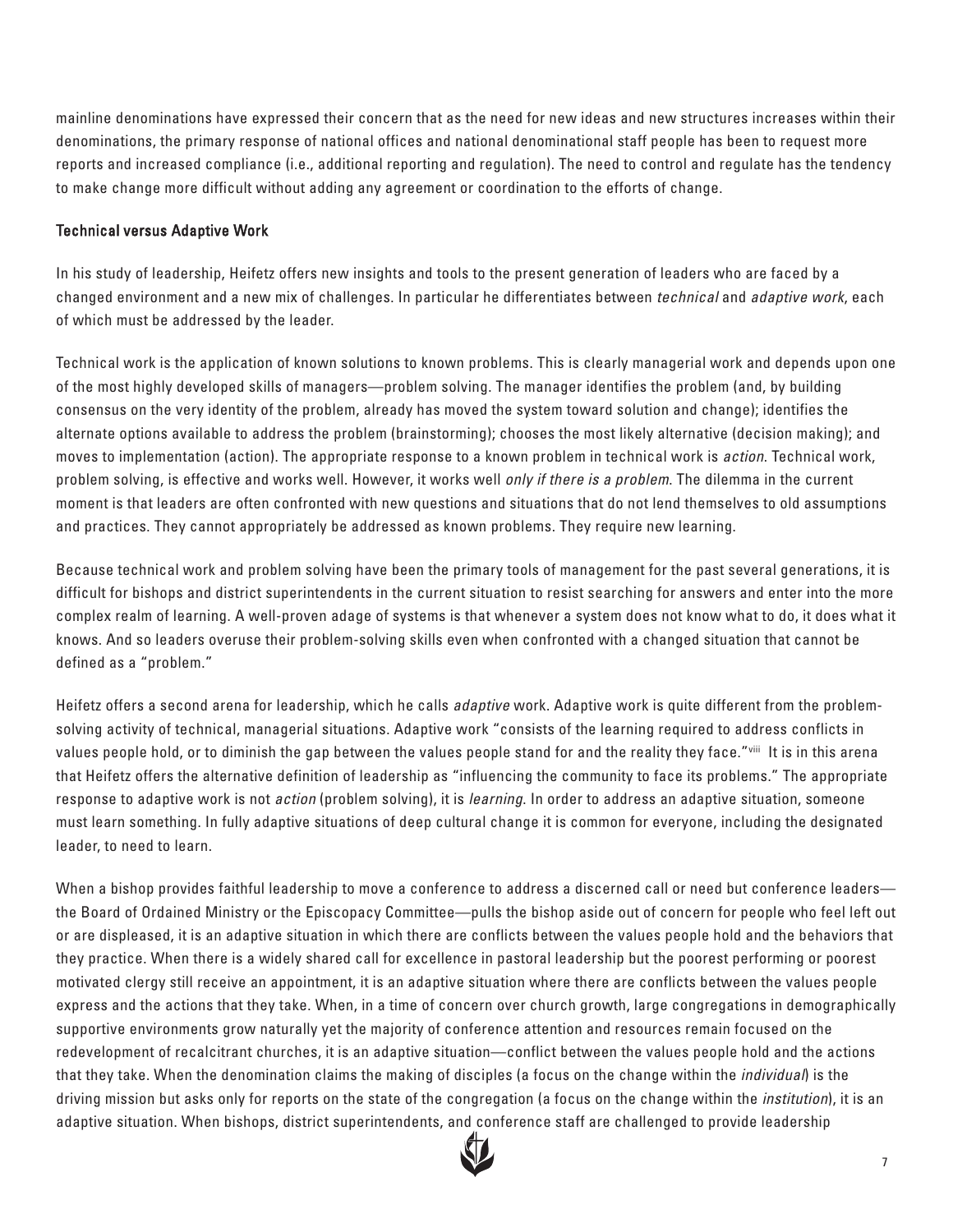mainline denominations have expressed their concern that as the need for new ideas and new structures increases within their denominations, the primary response of national offices and national denominational staff people has been to request more reports and increased compliance (i.e., additional reporting and regulation). The need to control and regulate has the tendency to make change more difficult without adding any agreement or coordination to the efforts of change.

## Technical versus Adaptive Work

In his study of leadership, Heifetz offers new insights and tools to the present generation of leaders who are faced by a changed environment and a new mix of challenges. In particular he differentiates between *technical* and *adaptive work*, each of which must be addressed by the leader.

Technical work is the application of known solutions to known problems. This is clearly managerial work and depends upon one of the most highly developed skills of managers—problem solving. The manager identifies the problem (and, by building consensus on the very identity of the problem, already has moved the system toward solution and change); identifies the alternate options available to address the problem (brainstorming); chooses the most likely alternative (decision making); and moves to implementation (action). The appropriate response to a known problem in technical work is *action*. Technical work, problem solving, is effective and works well. However, it works well *only if there is a problem*. The dilemma in the current moment is that leaders are often confronted with new questions and situations that do not lend themselves to old assumptions and practices. They cannot appropriately be addressed as known problems. They require new learning.

Because technical work and problem solving have been the primary tools of management for the past several generations, it is difficult for bishops and district superintendents in the current situation to resist searching for answers and enter into the more complex realm of learning. A well-proven adage of systems is that whenever a system does not know what to do, it does what it knows. And so leaders overuse their problem-solving skills even when confronted with a changed situation that cannot be defined as a "problem."

Heifetz offers a second arena for leadership, which he calls *adaptive* work. Adaptive work is quite different from the problem-solving activity of technical, managerial situations. Adaptive work "consists of the learning required to address conflicts in values people hold, or to diminish the gap between the values people stand for and the reality they face."[viii] It is in this arena that Heifetz offers the alternative definition of leadership as "influencing the community to face its problems." The appropriate response to adaptive work is not *action* (problem solving), it is *learning*. In order to address an adaptive situation, someone must learn something. In fully adaptive situations of deep cultural change it is common for everyone, including the designated leader, to need to learn.

When a bishop provides faithful leadership to move a conference to address a discerned call or need but conference leaders—the Board of Ordained Ministry or the Episcopacy Committee—pulls the bishop aside out of concern for people who feel left out or are displeased, it is an adaptive situation in which there are conflicts between the values people hold and the behaviors that they practice. When there is a widely shared call for excellence in pastoral leadership but the poorest performing or poorest motivated clergy still receive an appointment, it is an adaptive situation where there are conflicts between the values people express and the actions that they take. When, in a time of concern over church growth, large congregations in demographically supportive environments grow naturally yet the majority of conference attention and resources remain focused on the redevelopment of recalcitrant churches, it is an adaptive situation—conflict between the values people hold and the actions that they take. When the denomination claims the making of disciples (a focus on the change within the *individual*) is the driving mission but asks only for reports on the state of the congregation (a focus on the change within the *institution*), it is an adaptive situation. When bishops, district superintendents, and conference staff are challenged to provide leadership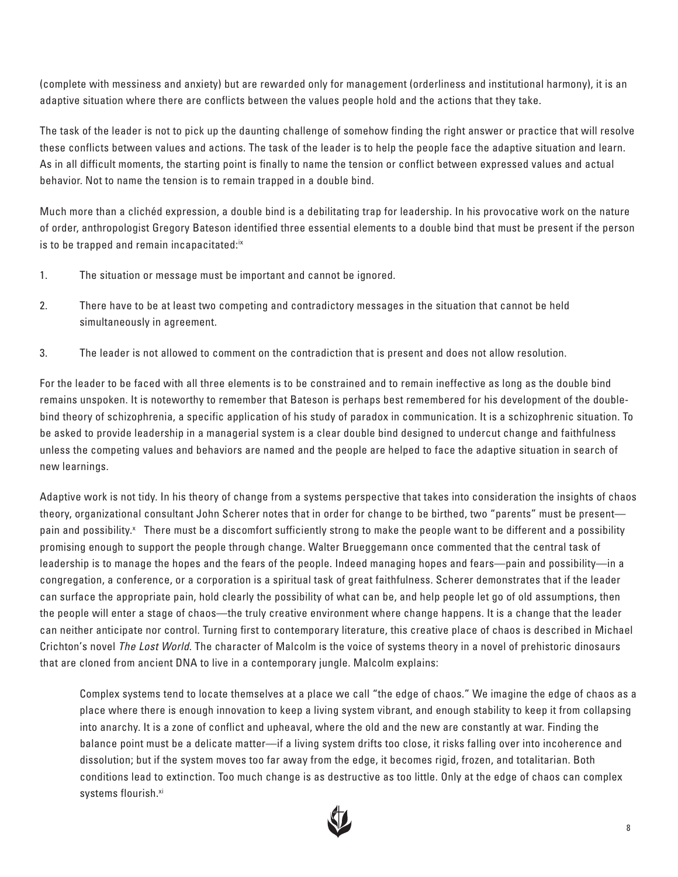(complete with messiness and anxiety) but are rewarded only for management (orderliness and institutional harmony), it is an adaptive situation where there are conflicts between the values people hold and the actions that they take.

The task of the leader is not to pick up the daunting challenge of somehow finding the right answer or practice that will resolve these conflicts between values and actions. The task of the leader is to help the people face the adaptive situation and learn. As in all difficult moments, the starting point is finally to name the tension or conflict between expressed values and actual behavior. Not to name the tension is to remain trapped in a double bind.

Much more than a clichéd expression, a double bind is a debilitating trap for leadership. In his provocative work on the nature of order, anthropologist Gregory Bateson identified three essential elements to a double bind that must be present if the person is to be trapped and remain incapacitated:[ix]

1. The situation or message must be important and cannot be ignored.
2. There have to be at least two competing and contradictory messages in the situation that cannot be held simultaneously in agreement.
3. The leader is not allowed to comment on the contradiction that is present and does not allow resolution.

For the leader to be faced with all three elements is to be constrained and to remain ineffective as long as the double bind remains unspoken. It is noteworthy to remember that Bateson is perhaps best remembered for his development of the double-bind theory of schizophrenia, a specific application of his study of paradox in communication. It is a schizophrenic situation. To be asked to provide leadership in a managerial system is a clear double bind designed to undercut change and faithfulness unless the competing values and behaviors are named and the people are helped to face the adaptive situation in search of new learnings.

Adaptive work is not tidy. In his theory of change from a systems perspective that takes into consideration the insights of chaos theory, organizational consultant John Scherer notes that in order for change to be birthed, two "parents" must be present—pain and possibility.[x] There must be a discomfort sufficiently strong to make the people want to be different and a possibility promising enough to support the people through change. Walter Brueggemann once commented that the central task of leadership is to manage the hopes and the fears of the people. Indeed managing hopes and fears—pain and possibility—in a congregation, a conference, or a corporation is a spiritual task of great faithfulness. Scherer demonstrates that if the leader can surface the appropriate pain, hold clearly the possibility of what can be, and help people let go of old assumptions, then the people will enter a stage of chaos—the truly creative environment where change happens. It is a change that the leader can neither anticipate nor control. Turning first to contemporary literature, this creative place of chaos is described in Michael Crichton's novel *The Lost World*. The character of Malcolm is the voice of systems theory in a novel of prehistoric dinosaurs that are cloned from ancient DNA to live in a contemporary jungle. Malcolm explains:

> Complex systems tend to locate themselves at a place we call "the edge of chaos." We imagine the edge of chaos as a place where there is enough innovation to keep a living system vibrant, and enough stability to keep it from collapsing into anarchy. It is a zone of conflict and upheaval, where the old and the new are constantly at war. Finding the balance point must be a delicate matter—if a living system drifts too close, it risks falling over into incoherence and dissolution; but if the system moves too far away from the edge, it becomes rigid, frozen, and totalitarian. Both conditions lead to extinction. Too much change is as destructive as too little. Only at the edge of chaos can complex systems flourish.[xi]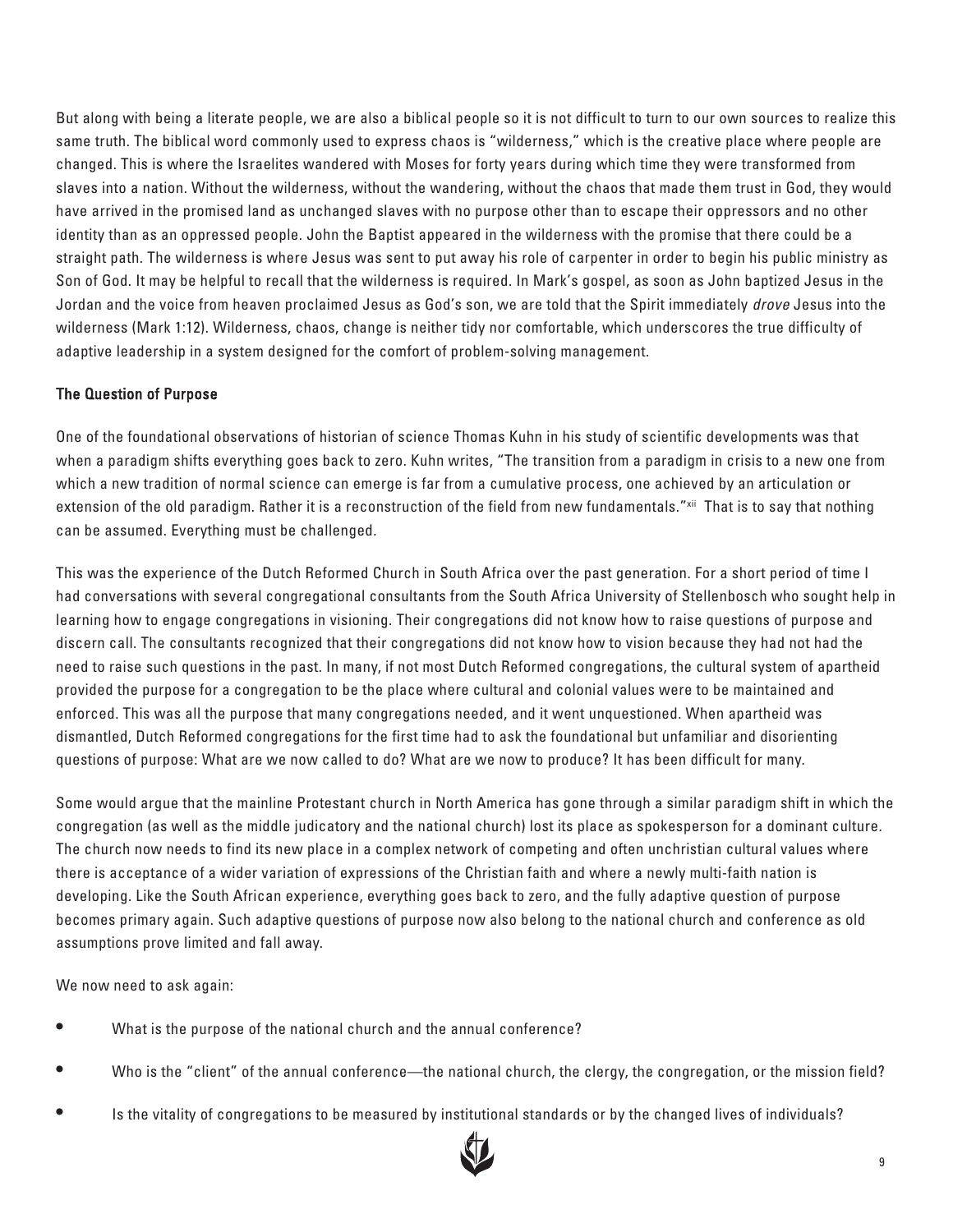But along with being a literate people, we are also a biblical people so it is not difficult to turn to our own sources to realize this same truth. The biblical word commonly used to express chaos is "wilderness," which is the creative place where people are changed. This is where the Israelites wandered with Moses for forty years during which time they were transformed from slaves into a nation. Without the wilderness, without the wandering, without the chaos that made them trust in God, they would have arrived in the promised land as unchanged slaves with no purpose other than to escape their oppressors and no other identity than as an oppressed people. John the Baptist appeared in the wilderness with the promise that there could be a straight path. The wilderness is where Jesus was sent to put away his role of carpenter in order to begin his public ministry as Son of God. It may be helpful to recall that the wilderness is required. In Mark's gospel, as soon as John baptized Jesus in the Jordan and the voice from heaven proclaimed Jesus as God's son, we are told that the Spirit immediately *drove* Jesus into the wilderness (Mark 1:12). Wilderness, chaos, change is neither tidy nor comfortable, which underscores the true difficulty of adaptive leadership in a system designed for the comfort of problem-solving management.

### The Question of Purpose

One of the foundational observations of historian of science Thomas Kuhn in his study of scientific developments was that when a paradigm shifts everything goes back to zero. Kuhn writes, "The transition from a paradigm in crisis to a new one from which a new tradition of normal science can emerge is far from a cumulative process, one achieved by an articulation or extension of the old paradigm. Rather it is a reconstruction of the field from new fundamentals."[xii] That is to say that nothing can be assumed. Everything must be challenged.

This was the experience of the Dutch Reformed Church in South Africa over the past generation. For a short period of time I had conversations with several congregational consultants from the South Africa University of Stellenbosch who sought help in learning how to engage congregations in visioning. Their congregations did not know how to raise questions of purpose and discern call. The consultants recognized that their congregations did not know how to vision because they had not had the need to raise such questions in the past. In many, if not most Dutch Reformed congregations, the cultural system of apartheid provided the purpose for a congregation to be the place where cultural and colonial values were to be maintained and enforced. This was all the purpose that many congregations needed, and it went unquestioned. When apartheid was dismantled, Dutch Reformed congregations for the first time had to ask the foundational but unfamiliar and disorienting questions of purpose: What are we now called to do? What are we now to produce? It has been difficult for many.

Some would argue that the mainline Protestant church in North America has gone through a similar paradigm shift in which the congregation (as well as the middle judicatory and the national church) lost its place as spokesperson for a dominant culture. The church now needs to find its new place in a complex network of competing and often unchristian cultural values where there is acceptance of a wider variation of expressions of the Christian faith and where a newly multi-faith nation is developing. Like the South African experience, everything goes back to zero, and the fully adaptive question of purpose becomes primary again. Such adaptive questions of purpose now also belong to the national church and conference as old assumptions prove limited and fall away.

We now need to ask again:

- What is the purpose of the national church and the annual conference?
- Who is the "client" of the annual conference—the national church, the clergy, the congregation, or the mission field?
- Is the vitality of congregations to be measured by institutional standards or by the changed lives of individuals?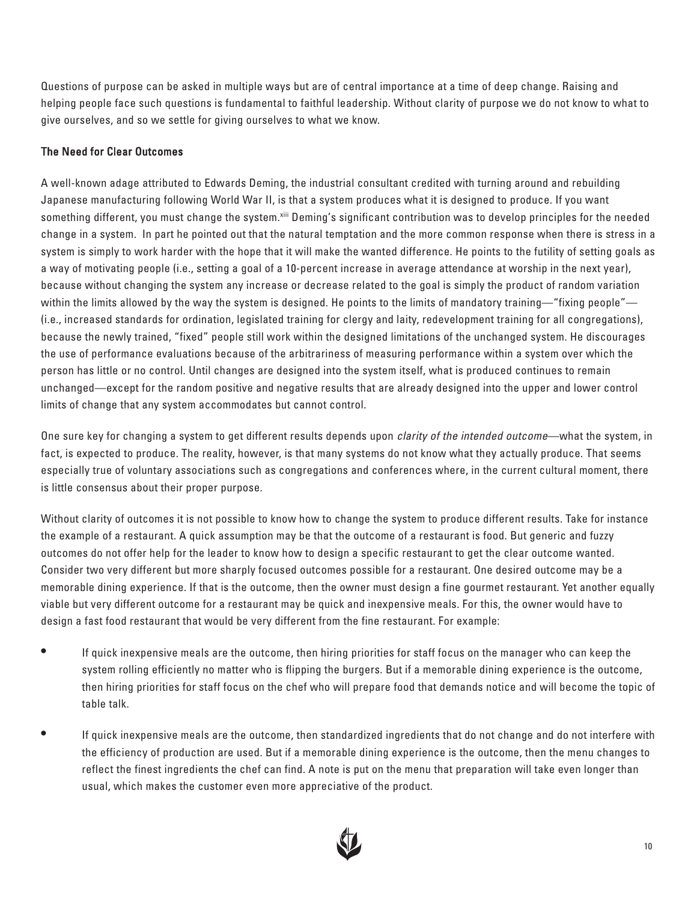Questions of purpose can be asked in multiple ways but are of central importance at a time of deep change. Raising and helping people face such questions is fundamental to faithful leadership. Without clarity of purpose we do not know to what to give ourselves, and so we settle for giving ourselves to what we know.

### The Need for Clear Outcomes

A well-known adage attributed to Edwards Deming, the industrial consultant credited with turning around and rebuilding Japanese manufacturing following World War II, is that a system produces what it is designed to produce. If you want something different, you must change the system.[xiii] Deming's significant contribution was to develop principles for the needed change in a system. In part he pointed out that the natural temptation and the more common response when there is stress in a system is simply to work harder with the hope that it will make the wanted difference. He points to the futility of setting goals as a way of motivating people (i.e., setting a goal of a 10-percent increase in average attendance at worship in the next year), because without changing the system any increase or decrease related to the goal is simply the product of random variation within the limits allowed by the way the system is designed. He points to the limits of mandatory training—"fixing people"—(i.e., increased standards for ordination, legislated training for clergy and laity, redevelopment training for all congregations), because the newly trained, "fixed" people still work within the designed limitations of the unchanged system. He discourages the use of performance evaluations because of the arbitrariness of measuring performance within a system over which the person has little or no control. Until changes are designed into the system itself, what is produced continues to remain unchanged—except for the random positive and negative results that are already designed into the upper and lower control limits of change that any system accommodates but cannot control.

One sure key for changing a system to get different results depends upon *clarity of the intended outcome*—what the system, in fact, is expected to produce. The reality, however, is that many systems do not know what they actually produce. That seems especially true of voluntary associations such as congregations and conferences where, in the current cultural moment, there is little consensus about their proper purpose.

Without clarity of outcomes it is not possible to know how to change the system to produce different results. Take for instance the example of a restaurant. A quick assumption may be that the outcome of a restaurant is food. But generic and fuzzy outcomes do not offer help for the leader to know how to design a specific restaurant to get the clear outcome wanted. Consider two very different but more sharply focused outcomes possible for a restaurant. One desired outcome may be a memorable dining experience. If that is the outcome, then the owner must design a fine gourmet restaurant. Yet another equally viable but very different outcome for a restaurant may be quick and inexpensive meals. For this, the owner would have to design a fast food restaurant that would be very different from the fine restaurant. For example:

- If quick inexpensive meals are the outcome, then hiring priorities for staff focus on the manager who can keep the system rolling efficiently no matter who is flipping the burgers. But if a memorable dining experience is the outcome, then hiring priorities for staff focus on the chef who will prepare food that demands notice and will become the topic of table talk.
- If quick inexpensive meals are the outcome, then standardized ingredients that do not change and do not interfere with the efficiency of production are used. But if a memorable dining experience is the outcome, then the menu changes to reflect the finest ingredients the chef can find. A note is put on the menu that preparation will take even longer than usual, which makes the customer even more appreciative of the product.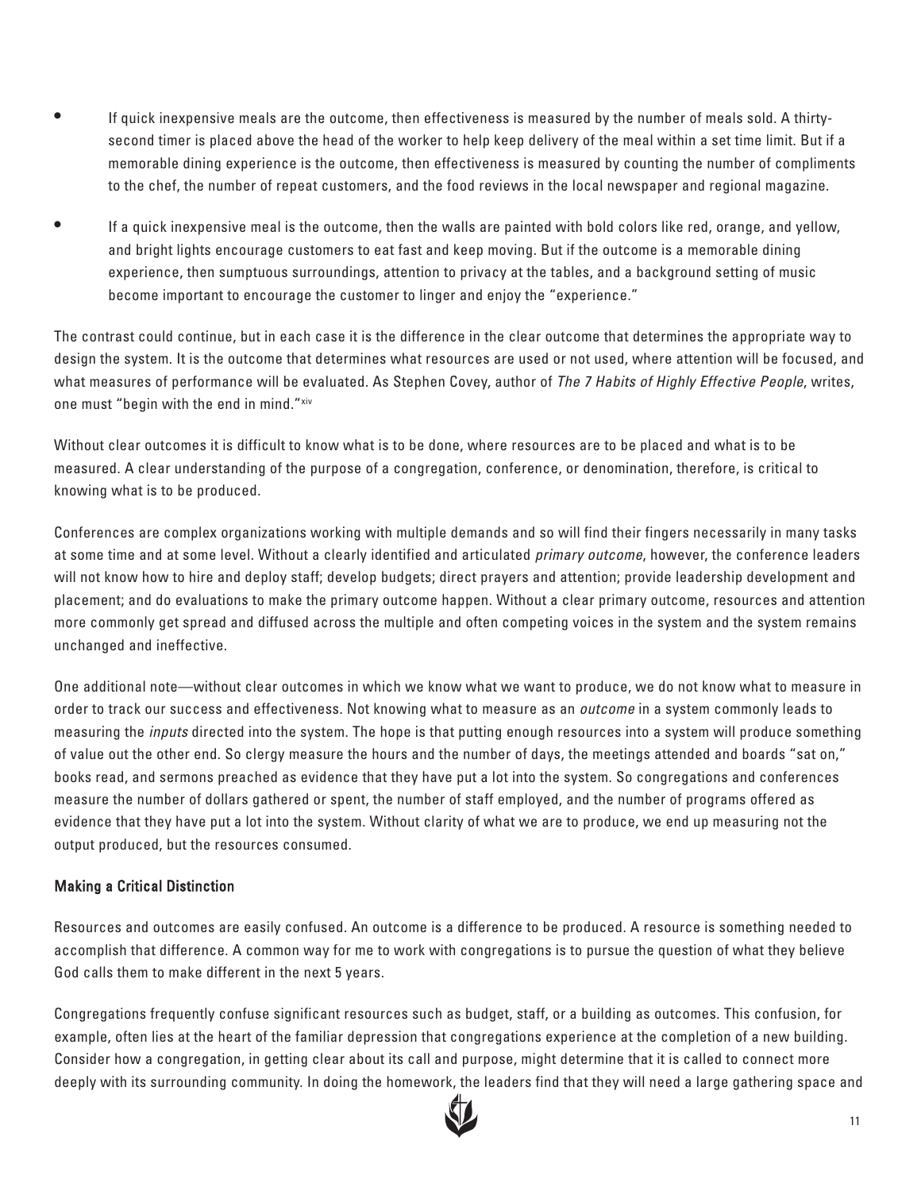- If quick inexpensive meals are the outcome, then effectiveness is measured by the number of meals sold. A thirty-second timer is placed above the head of the worker to help keep delivery of the meal within a set time limit. But if a memorable dining experience is the outcome, then effectiveness is measured by counting the number of compliments to the chef, the number of repeat customers, and the food reviews in the local newspaper and regional magazine.
- If a quick inexpensive meal is the outcome, then the walls are painted with bold colors like red, orange, and yellow, and bright lights encourage customers to eat fast and keep moving. But if the outcome is a memorable dining experience, then sumptuous surroundings, attention to privacy at the tables, and a background setting of music become important to encourage the customer to linger and enjoy the "experience."

The contrast could continue, but in each case it is the difference in the clear outcome that determines the appropriate way to design the system. It is the outcome that determines what resources are used or not used, where attention will be focused, and what measures of performance will be evaluated. As Stephen Covey, author of *The 7 Habits of Highly Effective People*, writes, one must "begin with the end in mind."[xiv]

Without clear outcomes it is difficult to know what is to be done, where resources are to be placed and what is to be measured. A clear understanding of the purpose of a congregation, conference, or denomination, therefore, is critical to knowing what is to be produced.

Conferences are complex organizations working with multiple demands and so will find their fingers necessarily in many tasks at some time and at some level. Without a clearly identified and articulated *primary outcome*, however, the conference leaders will not know how to hire and deploy staff; develop budgets; direct prayers and attention; provide leadership development and placement; and do evaluations to make the primary outcome happen. Without a clear primary outcome, resources and attention more commonly get spread and diffused across the multiple and often competing voices in the system and the system remains unchanged and ineffective.

One additional note—without clear outcomes in which we know what we want to produce, we do not know what to measure in order to track our success and effectiveness. Not knowing what to measure as an *outcome* in a system commonly leads to measuring the *inputs* directed into the system. The hope is that putting enough resources into a system will produce something of value out the other end. So clergy measure the hours and the number of days, the meetings attended and boards "sat on," books read, and sermons preached as evidence that they have put a lot into the system. So congregations and conferences measure the number of dollars gathered or spent, the number of staff employed, and the number of programs offered as evidence that they have put a lot into the system. Without clarity of what we are to produce, we end up measuring not the output produced, but the resources consumed.

### Making a Critical Distinction

Resources and outcomes are easily confused. An outcome is a difference to be produced. A resource is something needed to accomplish that difference. A common way for me to work with congregations is to pursue the question of what they believe God calls them to make different in the next 5 years.

Congregations frequently confuse significant resources such as budget, staff, or a building as outcomes. This confusion, for example, often lies at the heart of the familiar depression that congregations experience at the completion of a new building. Consider how a congregation, in getting clear about its call and purpose, might determine that it is called to connect more deeply with its surrounding community. In doing the homework, the leaders find that they will need a large gathering space and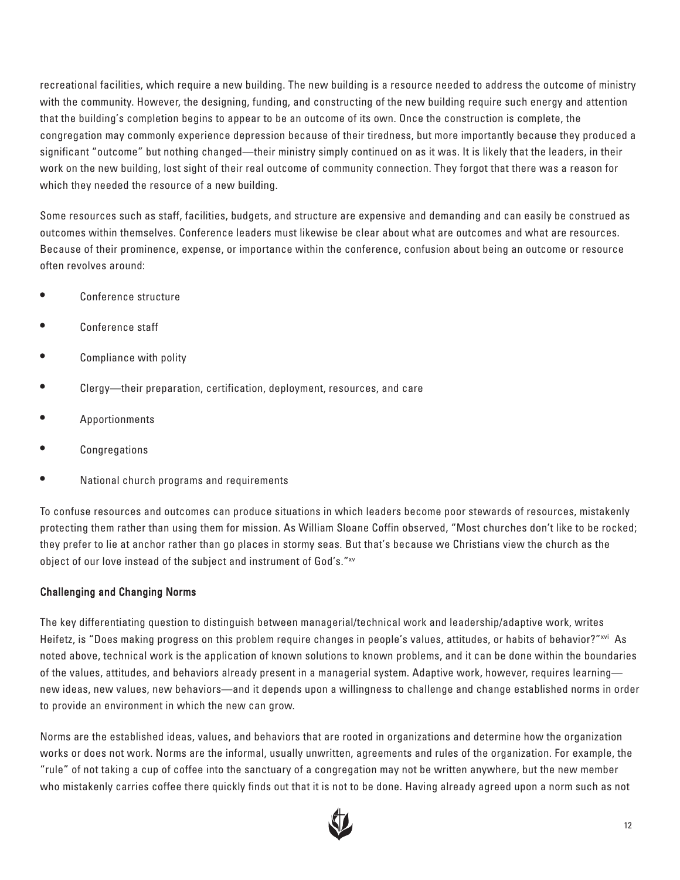recreational facilities, which require a new building. The new building is a resource needed to address the outcome of ministry with the community. However, the designing, funding, and constructing of the new building require such energy and attention that the building's completion begins to appear to be an outcome of its own. Once the construction is complete, the congregation may commonly experience depression because of their tiredness, but more importantly because they produced a significant "outcome" but nothing changed—their ministry simply continued on as it was. It is likely that the leaders, in their work on the new building, lost sight of their real outcome of community connection. They forgot that there was a reason for which they needed the resource of a new building.

Some resources such as staff, facilities, budgets, and structure are expensive and demanding and can easily be construed as outcomes within themselves. Conference leaders must likewise be clear about what are outcomes and what are resources. Because of their prominence, expense, or importance within the conference, confusion about being an outcome or resource often revolves around:

- Conference structure
- Conference staff
- Compliance with polity
- Clergy—their preparation, certification, deployment, resources, and care
- Apportionments
- Congregations
- National church programs and requirements

To confuse resources and outcomes can produce situations in which leaders become poor stewards of resources, mistakenly protecting them rather than using them for mission. As William Sloane Coffin observed, "Most churches don't like to be rocked; they prefer to lie at anchor rather than go places in stormy seas. But that's because we Christians view the church as the object of our love instead of the subject and instrument of God's."[xv]

### Challenging and Changing Norms

The key differentiating question to distinguish between managerial/technical work and leadership/adaptive work, writes Heifetz, is "Does making progress on this problem require changes in people's values, attitudes, or habits of behavior?"[xvi] As noted above, technical work is the application of known solutions to known problems, and it can be done within the boundaries of the values, attitudes, and behaviors already present in a managerial system. Adaptive work, however, requires learning—new ideas, new values, new behaviors—and it depends upon a willingness to challenge and change established norms in order to provide an environment in which the new can grow.

Norms are the established ideas, values, and behaviors that are rooted in organizations and determine how the organization works or does not work. Norms are the informal, usually unwritten, agreements and rules of the organization. For example, the "rule" of not taking a cup of coffee into the sanctuary of a congregation may not be written anywhere, but the new member who mistakenly carries coffee there quickly finds out that it is not to be done. Having already agreed upon a norm such as not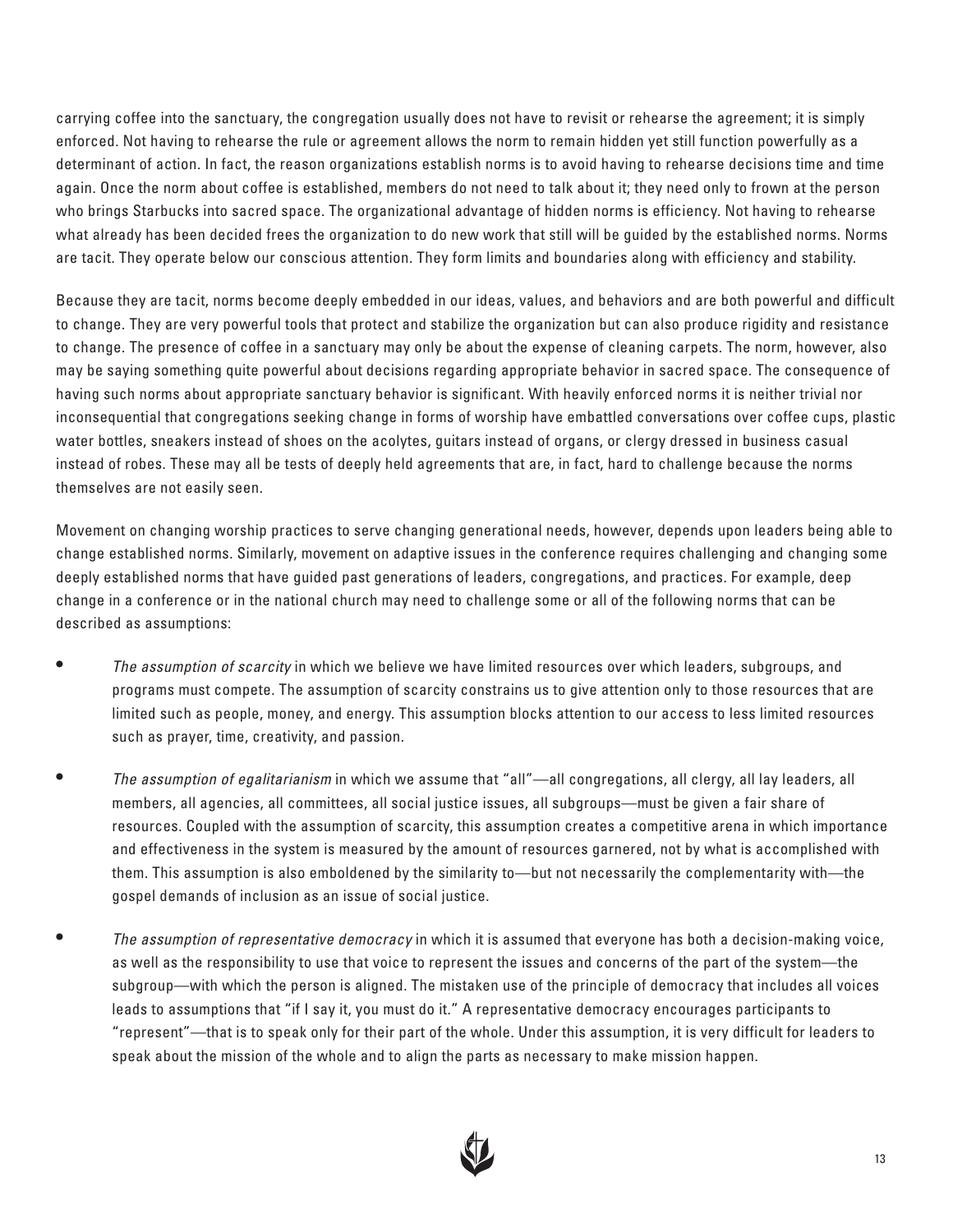carrying coffee into the sanctuary, the congregation usually does not have to revisit or rehearse the agreement; it is simply enforced. Not having to rehearse the rule or agreement allows the norm to remain hidden yet still function powerfully as a determinant of action. In fact, the reason organizations establish norms is to avoid having to rehearse decisions time and time again. Once the norm about coffee is established, members do not need to talk about it; they need only to frown at the person who brings Starbucks into sacred space. The organizational advantage of hidden norms is efficiency. Not having to rehearse what already has been decided frees the organization to do new work that still will be guided by the established norms. Norms are tacit. They operate below our conscious attention. They form limits and boundaries along with efficiency and stability.

Because they are tacit, norms become deeply embedded in our ideas, values, and behaviors and are both powerful and difficult to change. They are very powerful tools that protect and stabilize the organization but can also produce rigidity and resistance to change. The presence of coffee in a sanctuary may only be about the expense of cleaning carpets. The norm, however, also may be saying something quite powerful about decisions regarding appropriate behavior in sacred space. The consequence of having such norms about appropriate sanctuary behavior is significant. With heavily enforced norms it is neither trivial nor inconsequential that congregations seeking change in forms of worship have embattled conversations over coffee cups, plastic water bottles, sneakers instead of shoes on the acolytes, guitars instead of organs, or clergy dressed in business casual instead of robes. These may all be tests of deeply held agreements that are, in fact, hard to challenge because the norms themselves are not easily seen.

Movement on changing worship practices to serve changing generational needs, however, depends upon leaders being able to change established norms. Similarly, movement on adaptive issues in the conference requires challenging and changing some deeply established norms that have guided past generations of leaders, congregations, and practices. For example, deep change in a conference or in the national church may need to challenge some or all of the following norms that can be described as assumptions:

- *The assumption of scarcity* in which we believe we have limited resources over which leaders, subgroups, and programs must compete. The assumption of scarcity constrains us to give attention only to those resources that are limited such as people, money, and energy. This assumption blocks attention to our access to less limited resources such as prayer, time, creativity, and passion.
- *The assumption of egalitarianism* in which we assume that "all"—all congregations, all clergy, all lay leaders, all members, all agencies, all committees, all social justice issues, all subgroups—must be given a fair share of resources. Coupled with the assumption of scarcity, this assumption creates a competitive arena in which importance and effectiveness in the system is measured by the amount of resources garnered, not by what is accomplished with them. This assumption is also emboldened by the similarity to—but not necessarily the complementarity with—the gospel demands of inclusion as an issue of social justice.
- *The assumption of representative democracy* in which it is assumed that everyone has both a decision-making voice, as well as the responsibility to use that voice to represent the issues and concerns of the part of the system—the subgroup—with which the person is aligned. The mistaken use of the principle of democracy that includes all voices leads to assumptions that "if I say it, you must do it." A representative democracy encourages participants to "represent"—that is to speak only for their part of the whole. Under this assumption, it is very difficult for leaders to speak about the mission of the whole and to align the parts as necessary to make mission happen.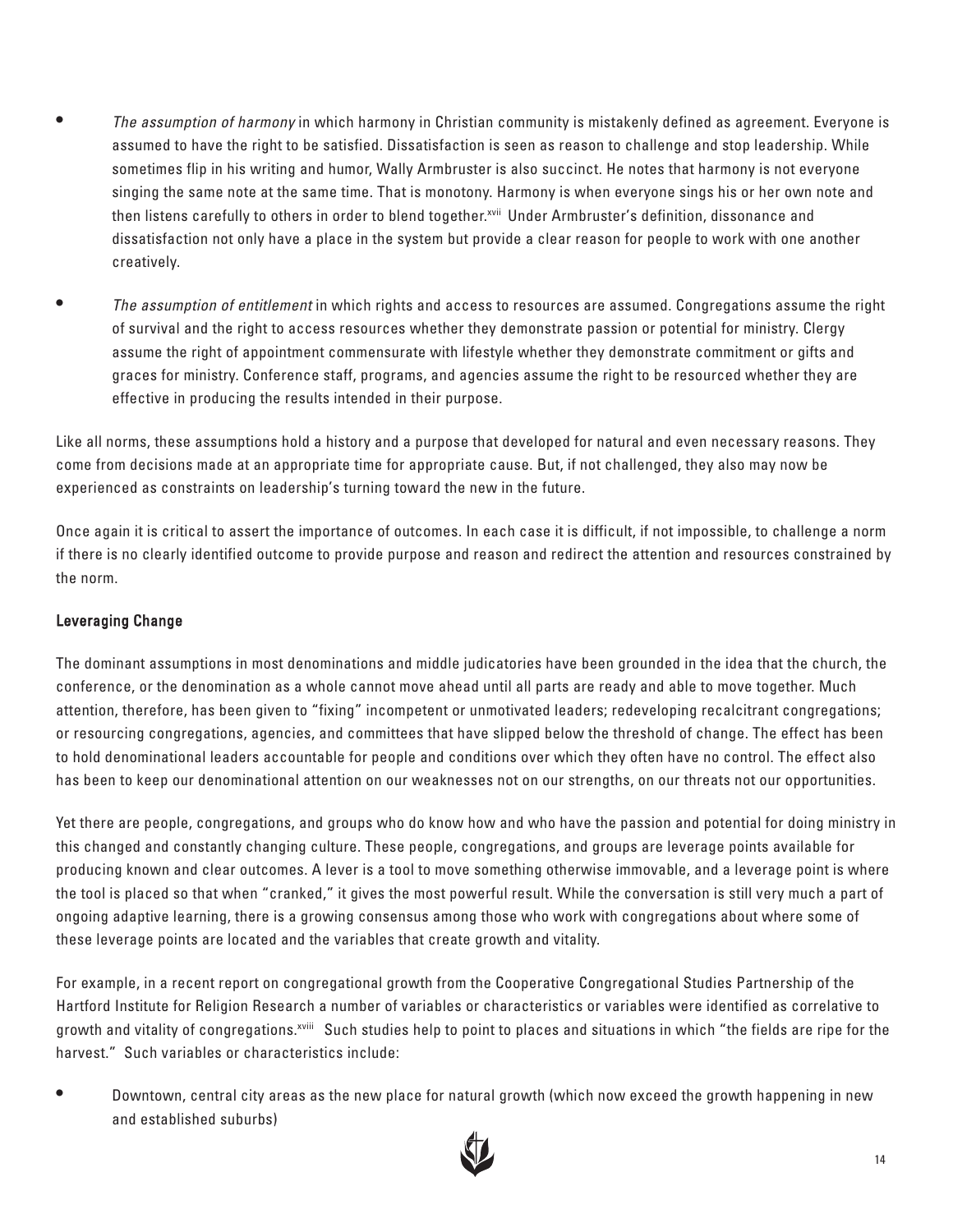- *The assumption of harmony* in which harmony in Christian community is mistakenly defined as agreement. Everyone is assumed to have the right to be satisfied. Dissatisfaction is seen as reason to challenge and stop leadership. While sometimes flip in his writing and humor, Wally Armbruster is also succinct. He notes that harmony is not everyone singing the same note at the same time. That is monotony. Harmony is when everyone sings his or her own note and then listens carefully to others in order to blend together.[xvii] Under Armbruster's definition, dissonance and dissatisfaction not only have a place in the system but provide a clear reason for people to work with one another creatively.

- *The assumption of entitlement* in which rights and access to resources are assumed. Congregations assume the right of survival and the right to access resources whether they demonstrate passion or potential for ministry. Clergy assume the right of appointment commensurate with lifestyle whether they demonstrate commitment or gifts and graces for ministry. Conference staff, programs, and agencies assume the right to be resourced whether they are effective in producing the results intended in their purpose.

Like all norms, these assumptions hold a history and a purpose that developed for natural and even necessary reasons. They come from decisions made at an appropriate time for appropriate cause. But, if not challenged, they also may now be experienced as constraints on leadership's turning toward the new in the future.

Once again it is critical to assert the importance of outcomes. In each case it is difficult, if not impossible, to challenge a norm if there is no clearly identified outcome to provide purpose and reason and redirect the attention and resources constrained by the norm.

### Leveraging Change

The dominant assumptions in most denominations and middle judicatories have been grounded in the idea that the church, the conference, or the denomination as a whole cannot move ahead until all parts are ready and able to move together. Much attention, therefore, has been given to "fixing" incompetent or unmotivated leaders; redeveloping recalcitrant congregations; or resourcing congregations, agencies, and committees that have slipped below the threshold of change. The effect has been to hold denominational leaders accountable for people and conditions over which they often have no control. The effect also has been to keep our denominational attention on our weaknesses not on our strengths, on our threats not our opportunities.

Yet there are people, congregations, and groups who do know how and who have the passion and potential for doing ministry in this changed and constantly changing culture. These people, congregations, and groups are leverage points available for producing known and clear outcomes. A lever is a tool to move something otherwise immovable, and a leverage point is where the tool is placed so that when "cranked," it gives the most powerful result. While the conversation is still very much a part of ongoing adaptive learning, there is a growing consensus among those who work with congregations about where some of these leverage points are located and the variables that create growth and vitality.

For example, in a recent report on congregational growth from the Cooperative Congregational Studies Partnership of the Hartford Institute for Religion Research a number of variables or characteristics or variables were identified as correlative to growth and vitality of congregations.[xviii] Such studies help to point to places and situations in which "the fields are ripe for the harvest." Such variables or characteristics include:

- Downtown, central city areas as the new place for natural growth (which now exceed the growth happening in new and established suburbs)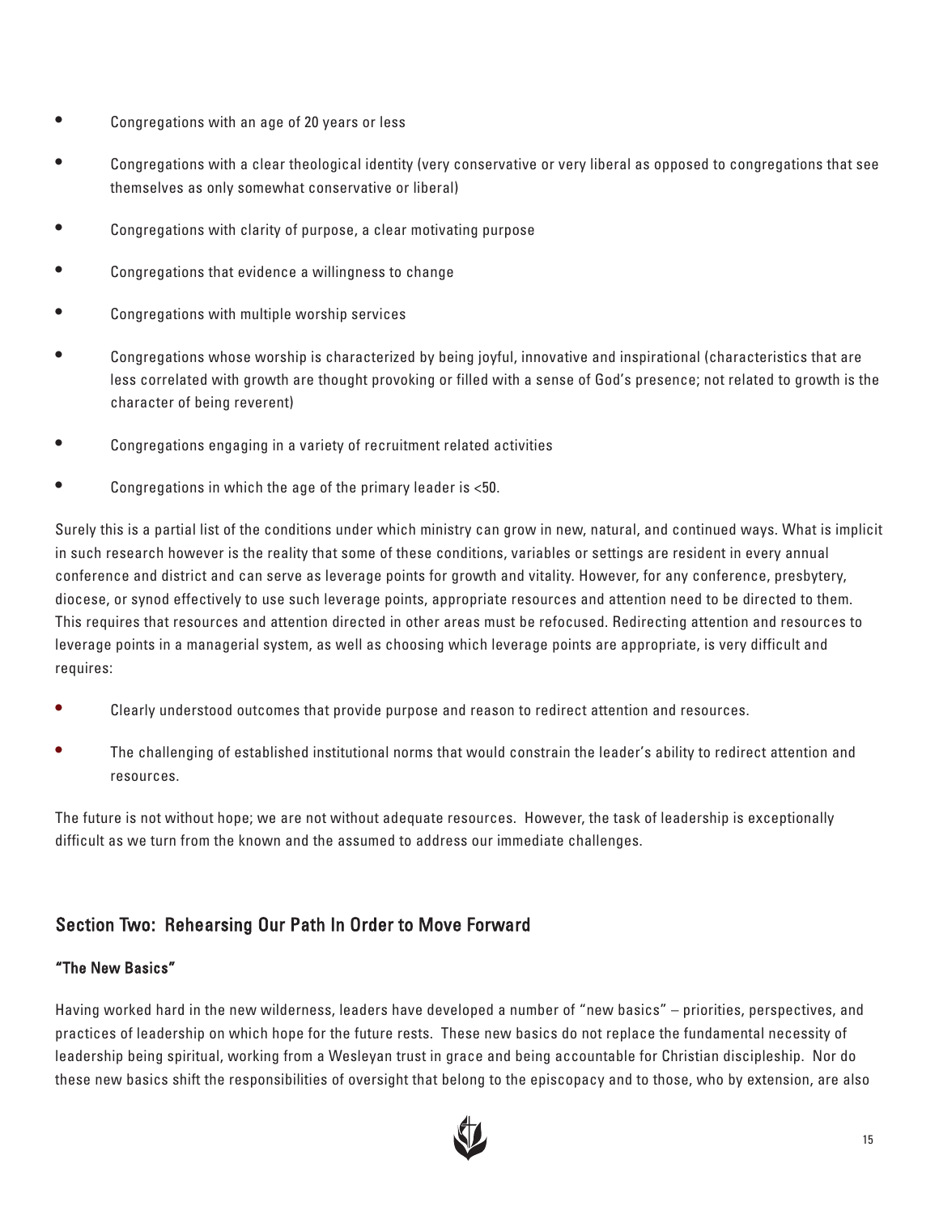- Congregations with an age of 20 years or less
- Congregations with a clear theological identity (very conservative or very liberal as opposed to congregations that see themselves as only somewhat conservative or liberal)
- Congregations with clarity of purpose, a clear motivating purpose
- Congregations that evidence a willingness to change
- Congregations with multiple worship services
- Congregations whose worship is characterized by being joyful, innovative and inspirational (characteristics that are less correlated with growth are thought provoking or filled with a sense of God's presence; not related to growth is the character of being reverent)
- Congregations engaging in a variety of recruitment related activities
- Congregations in which the age of the primary leader is <50.

Surely this is a partial list of the conditions under which ministry can grow in new, natural, and continued ways. What is implicit in such research however is the reality that some of these conditions, variables or settings are resident in every annual conference and district and can serve as leverage points for growth and vitality. However, for any conference, presbytery, diocese, or synod effectively to use such leverage points, appropriate resources and attention need to be directed to them. This requires that resources and attention directed in other areas must be refocused. Redirecting attention and resources to leverage points in a managerial system, as well as choosing which leverage points are appropriate, is very difficult and requires:

- Clearly understood outcomes that provide purpose and reason to redirect attention and resources.
- The challenging of established institutional norms that would constrain the leader's ability to redirect attention and resources.

The future is not without hope; we are not without adequate resources. However, the task of leadership is exceptionally difficult as we turn from the known and the assumed to address our immediate challenges.

## Section Two: Rehearsing Our Path In Order to Move Forward

### "The New Basics"

Having worked hard in the new wilderness, leaders have developed a number of "new basics" – priorities, perspectives, and practices of leadership on which hope for the future rests. These new basics do not replace the fundamental necessity of leadership being spiritual, working from a Wesleyan trust in grace and being accountable for Christian discipleship. Nor do these new basics shift the responsibilities of oversight that belong to the episcopacy and to those, who by extension, are also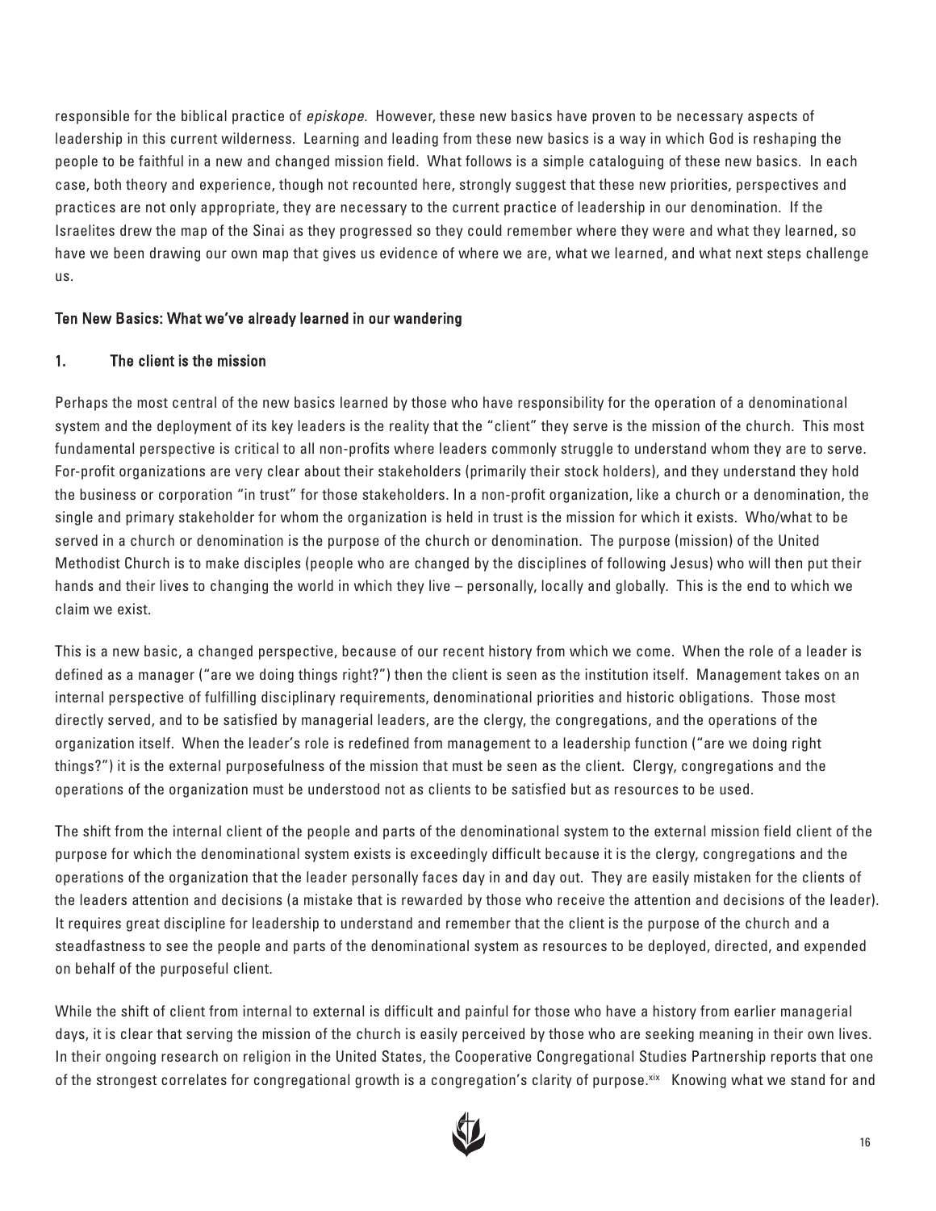responsible for the biblical practice of *episkope*. However, these new basics have proven to be necessary aspects of leadership in this current wilderness. Learning and leading from these new basics is a way in which God is reshaping the people to be faithful in a new and changed mission field. What follows is a simple cataloguing of these new basics. In each case, both theory and experience, though not recounted here, strongly suggest that these new priorities, perspectives and practices are not only appropriate, they are necessary to the current practice of leadership in our denomination. If the Israelites drew the map of the Sinai as they progressed so they could remember where they were and what they learned, so have we been drawing our own map that gives us evidence of where we are, what we learned, and what next steps challenge us.

## Ten New Basics: What we've already learned in our wandering

### 1. The client is the mission

Perhaps the most central of the new basics learned by those who have responsibility for the operation of a denominational system and the deployment of its key leaders is the reality that the "client" they serve is the mission of the church. This most fundamental perspective is critical to all non-profits where leaders commonly struggle to understand whom they are to serve. For-profit organizations are very clear about their stakeholders (primarily their stock holders), and they understand they hold the business or corporation "in trust" for those stakeholders. In a non-profit organization, like a church or a denomination, the single and primary stakeholder for whom the organization is held in trust is the mission for which it exists. Who/what to be served in a church or denomination is the purpose of the church or denomination. The purpose (mission) of the United Methodist Church is to make disciples (people who are changed by the disciplines of following Jesus) who will then put their hands and their lives to changing the world in which they live – personally, locally and globally. This is the end to which we claim we exist.

This is a new basic, a changed perspective, because of our recent history from which we come. When the role of a leader is defined as a manager ("are we doing things right?") then the client is seen as the institution itself. Management takes on an internal perspective of fulfilling disciplinary requirements, denominational priorities and historic obligations. Those most directly served, and to be satisfied by managerial leaders, are the clergy, the congregations, and the operations of the organization itself. When the leader's role is redefined from management to a leadership function ("are we doing right things?") it is the external purposefulness of the mission that must be seen as the client. Clergy, congregations and the operations of the organization must be understood not as clients to be satisfied but as resources to be used.

The shift from the internal client of the people and parts of the denominational system to the external mission field client of the purpose for which the denominational system exists is exceedingly difficult because it is the clergy, congregations and the operations of the organization that the leader personally faces day in and day out. They are easily mistaken for the clients of the leaders attention and decisions (a mistake that is rewarded by those who receive the attention and decisions of the leader). It requires great discipline for leadership to understand and remember that the client is the purpose of the church and a steadfastness to see the people and parts of the denominational system as resources to be deployed, directed, and expended on behalf of the purposeful client.

While the shift of client from internal to external is difficult and painful for those who have a history from earlier managerial days, it is clear that serving the mission of the church is easily perceived by those who are seeking meaning in their own lives. In their ongoing research on religion in the United States, the Cooperative Congregational Studies Partnership reports that one of the strongest correlates for congregational growth is a congregation's clarity of purpose.[xix] Knowing what we stand for and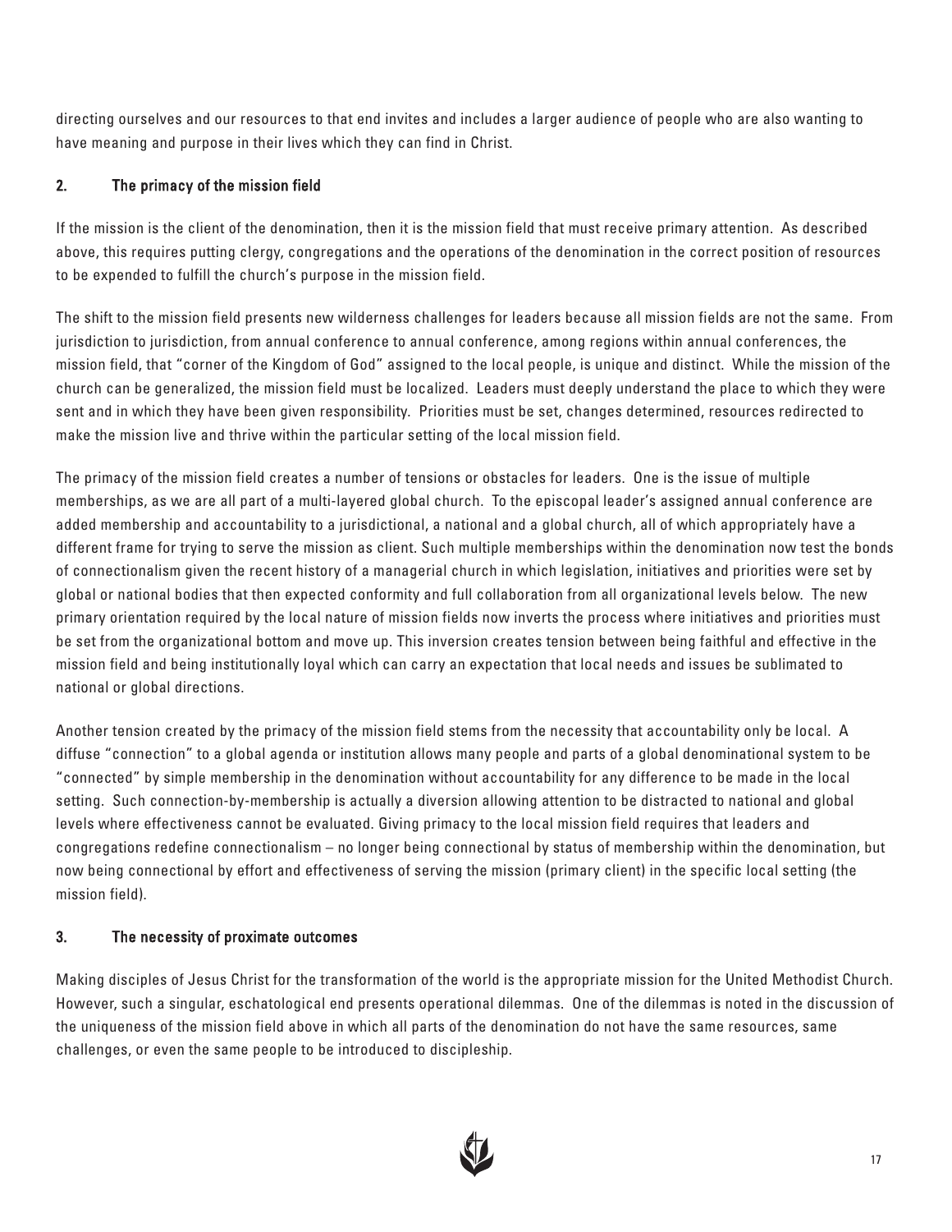directing ourselves and our resources to that end invites and includes a larger audience of people who are also wanting to have meaning and purpose in their lives which they can find in Christ.

### 2. The primacy of the mission field

If the mission is the client of the denomination, then it is the mission field that must receive primary attention. As described above, this requires putting clergy, congregations and the operations of the denomination in the correct position of resources to be expended to fulfill the church's purpose in the mission field.

The shift to the mission field presents new wilderness challenges for leaders because all mission fields are not the same. From jurisdiction to jurisdiction, from annual conference to annual conference, among regions within annual conferences, the mission field, that "corner of the Kingdom of God" assigned to the local people, is unique and distinct. While the mission of the church can be generalized, the mission field must be localized. Leaders must deeply understand the place to which they were sent and in which they have been given responsibility. Priorities must be set, changes determined, resources redirected to make the mission live and thrive within the particular setting of the local mission field.

The primacy of the mission field creates a number of tensions or obstacles for leaders. One is the issue of multiple memberships, as we are all part of a multi-layered global church. To the episcopal leader's assigned annual conference are added membership and accountability to a jurisdictional, a national and a global church, all of which appropriately have a different frame for trying to serve the mission as client. Such multiple memberships within the denomination now test the bonds of connectionalism given the recent history of a managerial church in which legislation, initiatives and priorities were set by global or national bodies that then expected conformity and full collaboration from all organizational levels below. The new primary orientation required by the local nature of mission fields now inverts the process where initiatives and priorities must be set from the organizational bottom and move up. This inversion creates tension between being faithful and effective in the mission field and being institutionally loyal which can carry an expectation that local needs and issues be sublimated to national or global directions.

Another tension created by the primacy of the mission field stems from the necessity that accountability only be local. A diffuse "connection" to a global agenda or institution allows many people and parts of a global denominational system to be "connected" by simple membership in the denomination without accountability for any difference to be made in the local setting. Such connection-by-membership is actually a diversion allowing attention to be distracted to national and global levels where effectiveness cannot be evaluated. Giving primacy to the local mission field requires that leaders and congregations redefine connectionalism – no longer being connectional by status of membership within the denomination, but now being connectional by effort and effectiveness of serving the mission (primary client) in the specific local setting (the mission field).

### 3. The necessity of proximate outcomes

Making disciples of Jesus Christ for the transformation of the world is the appropriate mission for the United Methodist Church. However, such a singular, eschatological end presents operational dilemmas. One of the dilemmas is noted in the discussion of the uniqueness of the mission field above in which all parts of the denomination do not have the same resources, same challenges, or even the same people to be introduced to discipleship.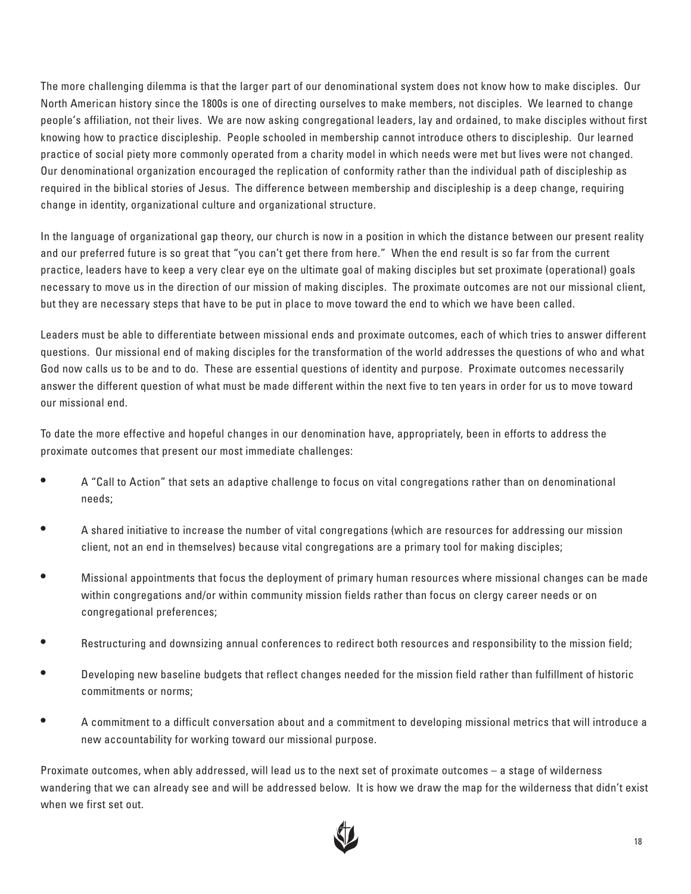The more challenging dilemma is that the larger part of our denominational system does not know how to make disciples. Our North American history since the 1800s is one of directing ourselves to make members, not disciples. We learned to change people's affiliation, not their lives. We are now asking congregational leaders, lay and ordained, to make disciples without first knowing how to practice discipleship. People schooled in membership cannot introduce others to discipleship. Our learned practice of social piety more commonly operated from a charity model in which needs were met but lives were not changed. Our denominational organization encouraged the replication of conformity rather than the individual path of discipleship as required in the biblical stories of Jesus. The difference between membership and discipleship is a deep change, requiring change in identity, organizational culture and organizational structure.

In the language of organizational gap theory, our church is now in a position in which the distance between our present reality and our preferred future is so great that "you can't get there from here." When the end result is so far from the current practice, leaders have to keep a very clear eye on the ultimate goal of making disciples but set proximate (operational) goals necessary to move us in the direction of our mission of making disciples. The proximate outcomes are not our missional client, but they are necessary steps that have to be put in place to move toward the end to which we have been called.

Leaders must be able to differentiate between missional ends and proximate outcomes, each of which tries to answer different questions. Our missional end of making disciples for the transformation of the world addresses the questions of who and what God now calls us to be and to do. These are essential questions of identity and purpose. Proximate outcomes necessarily answer the different question of what must be made different within the next five to ten years in order for us to move toward our missional end.

To date the more effective and hopeful changes in our denomination have, appropriately, been in efforts to address the proximate outcomes that present our most immediate challenges:

- A "Call to Action" that sets an adaptive challenge to focus on vital congregations rather than on denominational needs;
- A shared initiative to increase the number of vital congregations (which are resources for addressing our mission client, not an end in themselves) because vital congregations are a primary tool for making disciples;
- Missional appointments that focus the deployment of primary human resources where missional changes can be made within congregations and/or within community mission fields rather than focus on clergy career needs or on congregational preferences;
- Restructuring and downsizing annual conferences to redirect both resources and responsibility to the mission field;
- Developing new baseline budgets that reflect changes needed for the mission field rather than fulfillment of historic commitments or norms;
- A commitment to a difficult conversation about and a commitment to developing missional metrics that will introduce a new accountability for working toward our missional purpose.

Proximate outcomes, when ably addressed, will lead us to the next set of proximate outcomes – a stage of wilderness wandering that we can already see and will be addressed below. It is how we draw the map for the wilderness that didn't exist when we first set out.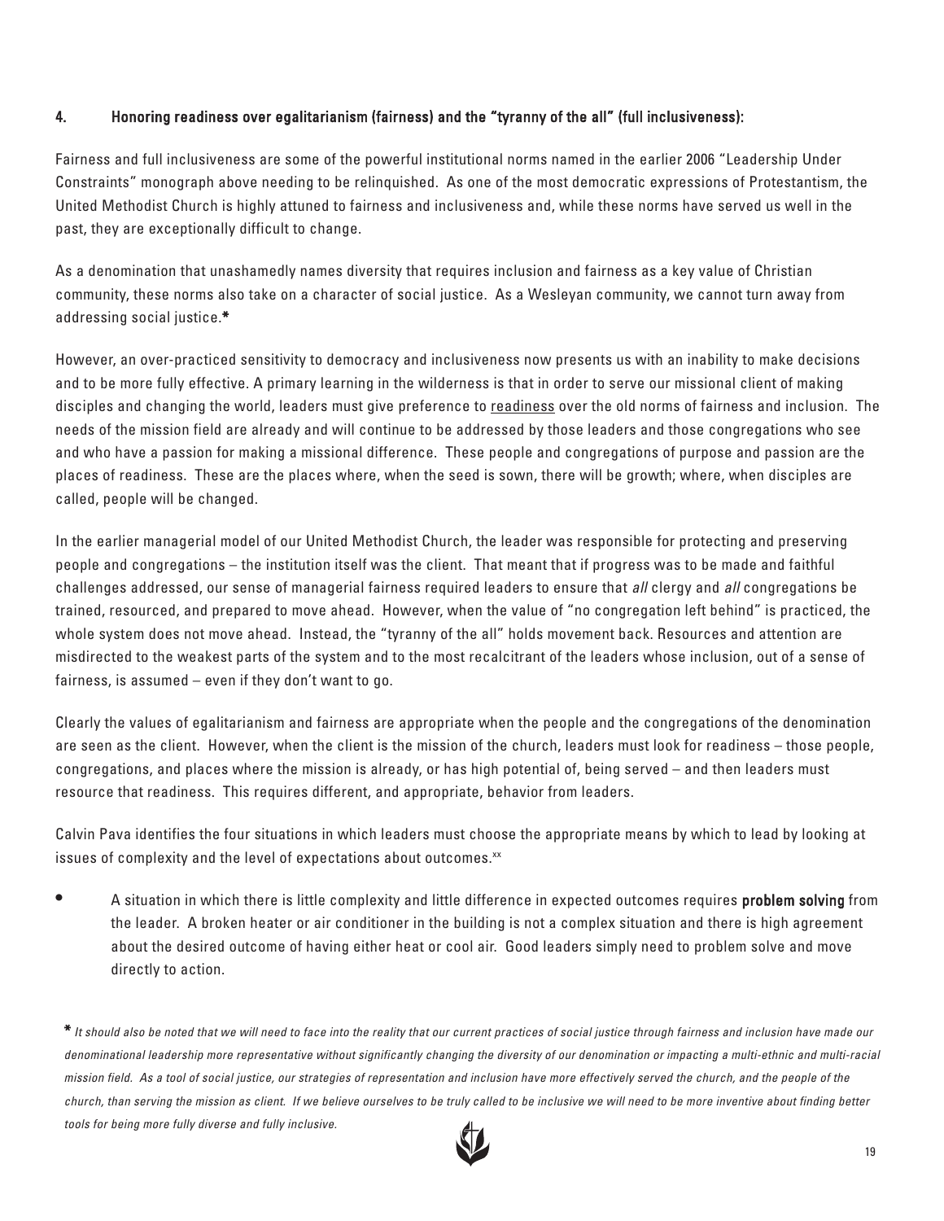### 4. Honoring readiness over egalitarianism (fairness) and the "tyranny of the all" (full inclusiveness):

Fairness and full inclusiveness are some of the powerful institutional norms named in the earlier 2006 "Leadership Under Constraints" monograph above needing to be relinquished. As one of the most democratic expressions of Protestantism, the United Methodist Church is highly attuned to fairness and inclusiveness and, while these norms have served us well in the past, they are exceptionally difficult to change.

As a denomination that unashamedly names diversity that requires inclusion and fairness as a key value of Christian community, these norms also take on a character of social justice. As a Wesleyan community, we cannot turn away from addressing social justice.*

However, an over-practiced sensitivity to democracy and inclusiveness now presents us with an inability to make decisions and to be more fully effective. A primary learning in the wilderness is that in order to serve our missional client of making disciples and changing the world, leaders must give preference to <u>readiness</u> over the old norms of fairness and inclusion. The needs of the mission field are already and will continue to be addressed by those leaders and those congregations who see and who have a passion for making a missional difference. These people and congregations of purpose and passion are the places of readiness. These are the places where, when the seed is sown, there will be growth; where, when disciples are called, people will be changed.

In the earlier managerial model of our United Methodist Church, the leader was responsible for protecting and preserving people and congregations – the institution itself was the client. That meant that if progress was to be made and faithful challenges addressed, our sense of managerial fairness required leaders to ensure that *all* clergy and *all* congregations be trained, resourced, and prepared to move ahead. However, when the value of "no congregation left behind" is practiced, the whole system does not move ahead. Instead, the "tyranny of the all" holds movement back. Resources and attention are misdirected to the weakest parts of the system and to the most recalcitrant of the leaders whose inclusion, out of a sense of fairness, is assumed – even if they don't want to go.

Clearly the values of egalitarianism and fairness are appropriate when the people and the congregations of the denomination are seen as the client. However, when the client is the mission of the church, leaders must look for readiness – those people, congregations, and places where the mission is already, or has high potential of, being served – and then leaders must resource that readiness. This requires different, and appropriate, behavior from leaders.

Calvin Pava identifies the four situations in which leaders must choose the appropriate means by which to lead by looking at issues of complexity and the level of expectations about outcomes.[xx]

- A situation in which there is little complexity and little difference in expected outcomes requires **problem solving** from the leader. A broken heater or air conditioner in the building is not a complex situation and there is high agreement about the desired outcome of having either heat or cool air. Good leaders simply need to problem solve and move directly to action.

\* *It should also be noted that we will need to face into the reality that our current practices of social justice through fairness and inclusion have made our denominational leadership more representative without significantly changing the diversity of our denomination or impacting a multi-ethnic and multi-racial mission field. As a tool of social justice, our strategies of representation and inclusion have more effectively served the church, and the people of the church, than serving the mission as client. If we believe ourselves to be truly called to be inclusive we will need to be more inventive about finding better tools for being more fully diverse and fully inclusive.*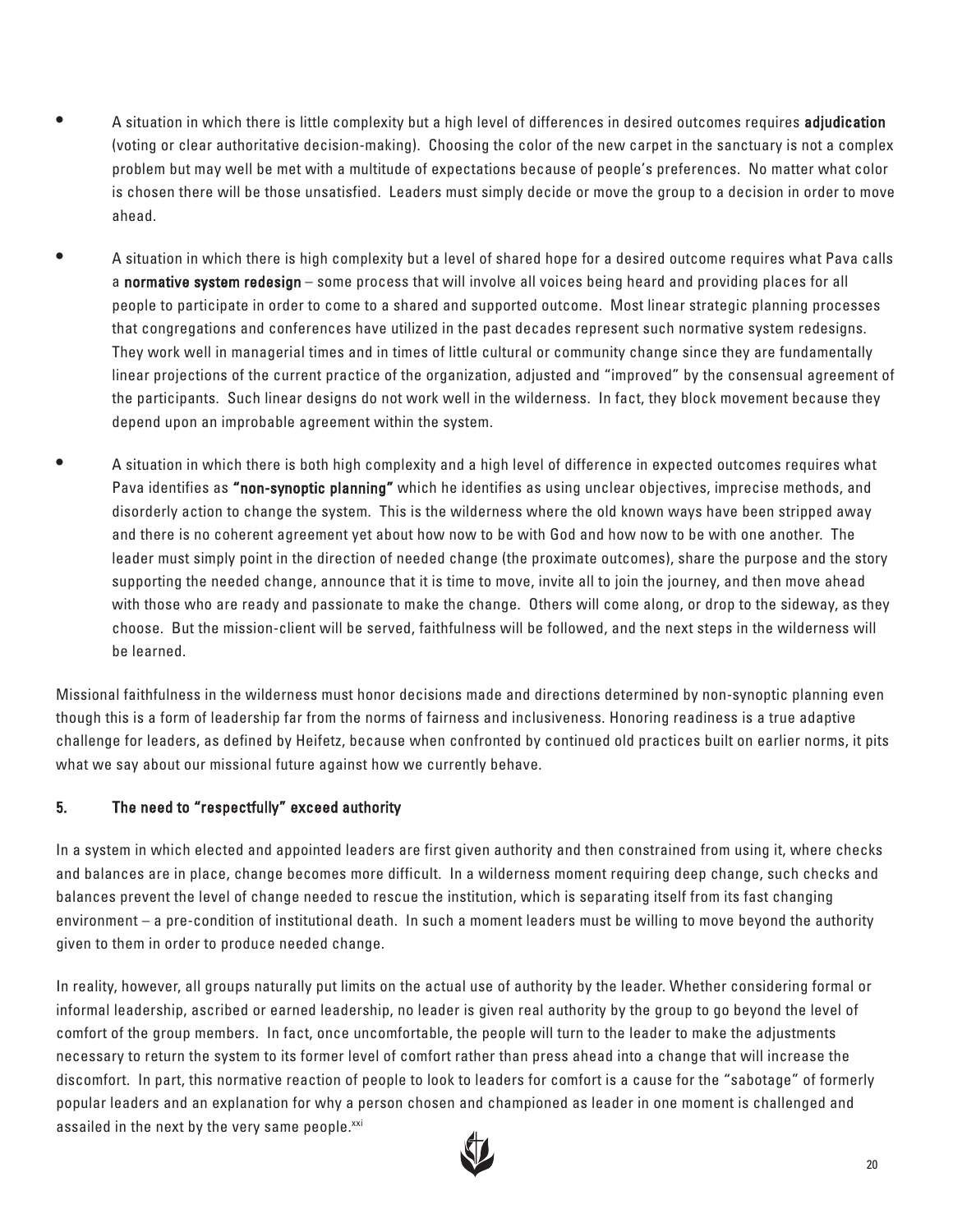- A situation in which there is little complexity but a high level of differences in desired outcomes requires **adjudication** (voting or clear authoritative decision-making). Choosing the color of the new carpet in the sanctuary is not a complex problem but may well be met with a multitude of expectations because of people's preferences. No matter what color is chosen there will be those unsatisfied. Leaders must simply decide or move the group to a decision in order to move ahead.

- A situation in which there is high complexity but a level of shared hope for a desired outcome requires what Pava calls a **normative system redesign** – some process that will involve all voices being heard and providing places for all people to participate in order to come to a shared and supported outcome. Most linear strategic planning processes that congregations and conferences have utilized in the past decades represent such normative system redesigns. They work well in managerial times and in times of little cultural or community change since they are fundamentally linear projections of the current practice of the organization, adjusted and "improved" by the consensual agreement of the participants. Such linear designs do not work well in the wilderness. In fact, they block movement because they depend upon an improbable agreement within the system.

- A situation in which there is both high complexity and a high level of difference in expected outcomes requires what Pava identifies as **"non-synoptic planning"** which he identifies as using unclear objectives, imprecise methods, and disorderly action to change the system. This is the wilderness where the old known ways have been stripped away and there is no coherent agreement yet about how now to be with God and how now to be with one another. The leader must simply point in the direction of needed change (the proximate outcomes), share the purpose and the story supporting the needed change, announce that it is time to move, invite all to join the journey, and then move ahead with those who are ready and passionate to make the change. Others will come along, or drop to the sideway, as they choose. But the mission-client will be served, faithfulness will be followed, and the next steps in the wilderness will be learned.

Missional faithfulness in the wilderness must honor decisions made and directions determined by non-synoptic planning even though this is a form of leadership far from the norms of fairness and inclusiveness. Honoring readiness is a true adaptive challenge for leaders, as defined by Heifetz, because when confronted by continued old practices built on earlier norms, it pits what we say about our missional future against how we currently behave.

### 5. The need to "respectfully" exceed authority

In a system in which elected and appointed leaders are first given authority and then constrained from using it, where checks and balances are in place, change becomes more difficult. In a wilderness moment requiring deep change, such checks and balances prevent the level of change needed to rescue the institution, which is separating itself from its fast changing environment – a pre-condition of institutional death. In such a moment leaders must be willing to move beyond the authority given to them in order to produce needed change.

In reality, however, all groups naturally put limits on the actual use of authority by the leader. Whether considering formal or informal leadership, ascribed or earned leadership, no leader is given real authority by the group to go beyond the level of comfort of the group members. In fact, once uncomfortable, the people will turn to the leader to make the adjustments necessary to return the system to its former level of comfort rather than press ahead into a change that will increase the discomfort. In part, this normative reaction of people to look to leaders for comfort is a cause for the "sabotage" of formerly popular leaders and an explanation for why a person chosen and championed as leader in one moment is challenged and assailed in the next by the very same people.[xxi]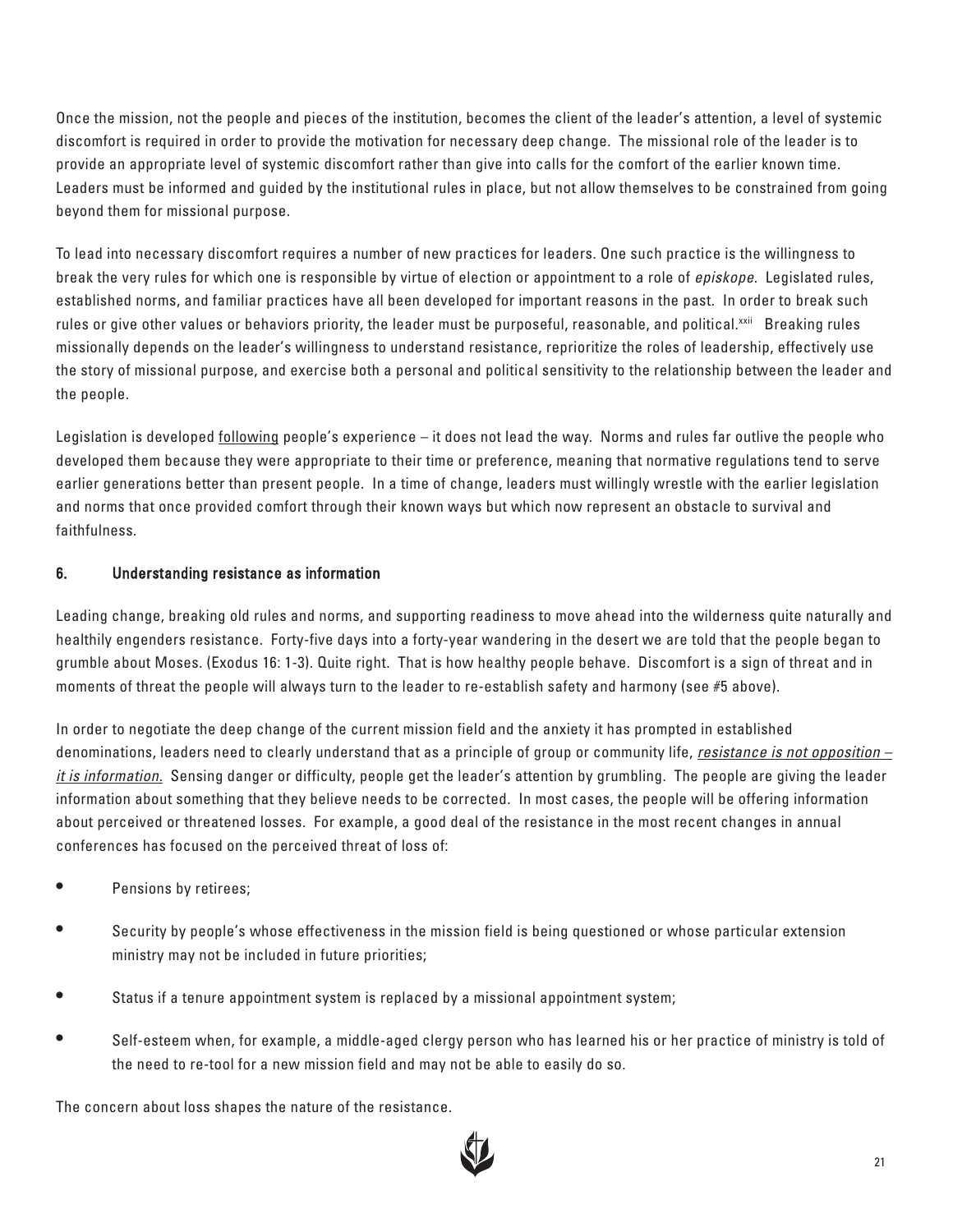Once the mission, not the people and pieces of the institution, becomes the client of the leader's attention, a level of systemic discomfort is required in order to provide the motivation for necessary deep change. The missional role of the leader is to provide an appropriate level of systemic discomfort rather than give into calls for the comfort of the earlier known time. Leaders must be informed and guided by the institutional rules in place, but not allow themselves to be constrained from going beyond them for missional purpose.

To lead into necessary discomfort requires a number of new practices for leaders. One such practice is the willingness to break the very rules for which one is responsible by virtue of election or appointment to a role of *episkope*. Legislated rules, established norms, and familiar practices have all been developed for important reasons in the past. In order to break such rules or give other values or behaviors priority, the leader must be purposeful, reasonable, and political.[xxii] Breaking rules missionally depends on the leader's willingness to understand resistance, reprioritize the roles of leadership, effectively use the story of missional purpose, and exercise both a personal and political sensitivity to the relationship between the leader and the people.

Legislation is developed <u>following</u> people's experience – it does not lead the way. Norms and rules far outlive the people who developed them because they were appropriate to their time or preference, meaning that normative regulations tend to serve earlier generations better than present people. In a time of change, leaders must willingly wrestle with the earlier legislation and norms that once provided comfort through their known ways but which now represent an obstacle to survival and faithfulness.

### 6. Understanding resistance as information

Leading change, breaking old rules and norms, and supporting readiness to move ahead into the wilderness quite naturally and healthily engenders resistance. Forty-five days into a forty-year wandering in the desert we are told that the people began to grumble about Moses. (Exodus 16: 1-3). Quite right. That is how healthy people behave. Discomfort is a sign of threat and in moments of threat the people will always turn to the leader to re-establish safety and harmony (see #5 above).

In order to negotiate the deep change of the current mission field and the anxiety it has prompted in established denominations, leaders need to clearly understand that as a principle of group or community life, <u>*resistance is not opposition – it is information.*</u> Sensing danger or difficulty, people get the leader's attention by grumbling. The people are giving the leader information about something that they believe needs to be corrected. In most cases, the people will be offering information about perceived or threatened losses. For example, a good deal of the resistance in the most recent changes in annual conferences has focused on the perceived threat of loss of:

- Pensions by retirees;
- Security by people's whose effectiveness in the mission field is being questioned or whose particular extension ministry may not be included in future priorities;
- Status if a tenure appointment system is replaced by a missional appointment system;
- Self-esteem when, for example, a middle-aged clergy person who has learned his or her practice of ministry is told of the need to re-tool for a new mission field and may not be able to easily do so.

The concern about loss shapes the nature of the resistance.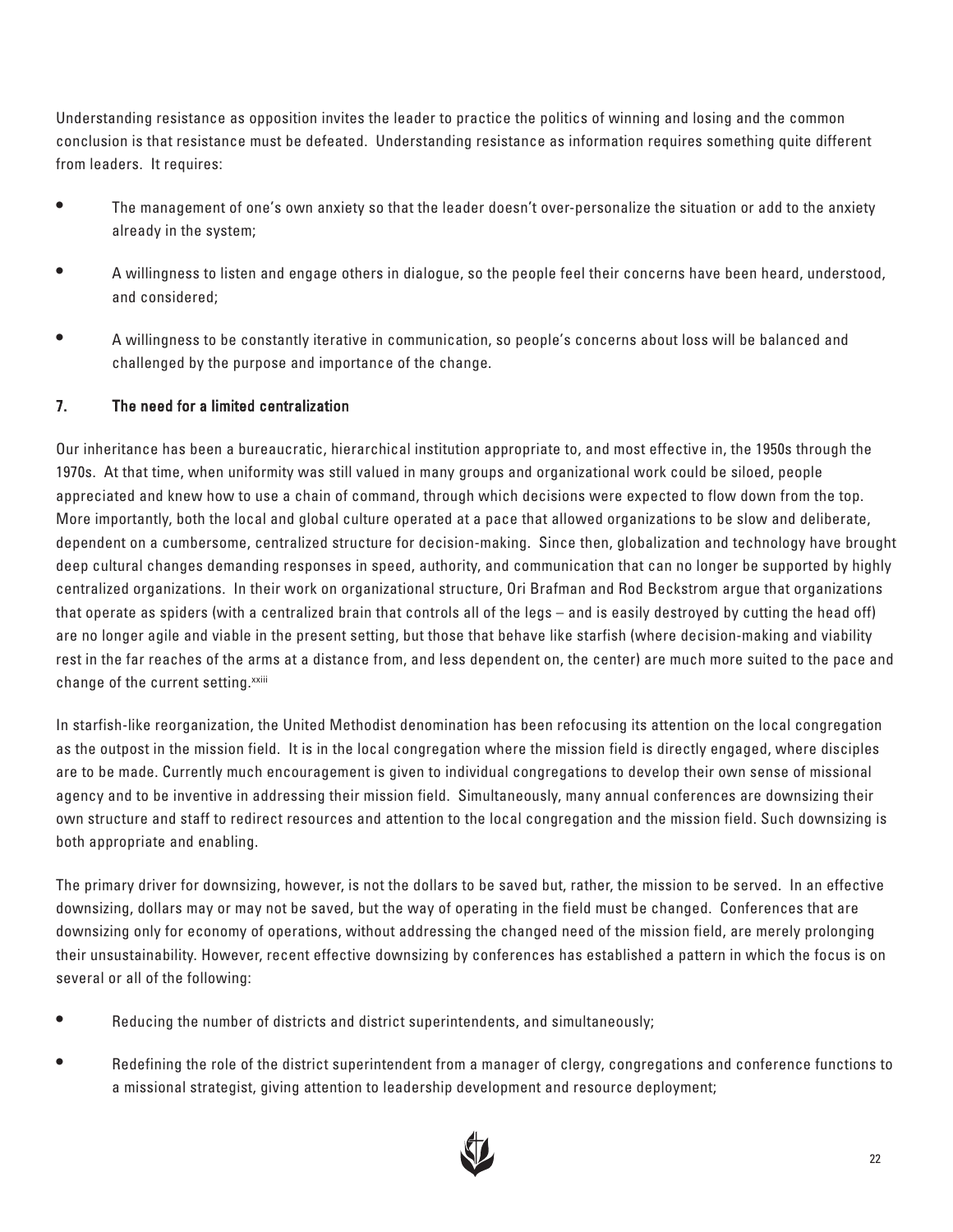Understanding resistance as opposition invites the leader to practice the politics of winning and losing and the common conclusion is that resistance must be defeated. Understanding resistance as information requires something quite different from leaders. It requires:

- The management of one's own anxiety so that the leader doesn't over-personalize the situation or add to the anxiety already in the system;
- A willingness to listen and engage others in dialogue, so the people feel their concerns have been heard, understood, and considered;
- A willingness to be constantly iterative in communication, so people's concerns about loss will be balanced and challenged by the purpose and importance of the change.

### 7. The need for a limited centralization

Our inheritance has been a bureaucratic, hierarchical institution appropriate to, and most effective in, the 1950s through the 1970s. At that time, when uniformity was still valued in many groups and organizational work could be siloed, people appreciated and knew how to use a chain of command, through which decisions were expected to flow down from the top. More importantly, both the local and global culture operated at a pace that allowed organizations to be slow and deliberate, dependent on a cumbersome, centralized structure for decision-making. Since then, globalization and technology have brought deep cultural changes demanding responses in speed, authority, and communication that can no longer be supported by highly centralized organizations. In their work on organizational structure, Ori Brafman and Rod Beckstrom argue that organizations that operate as spiders (with a centralized brain that controls all of the legs – and is easily destroyed by cutting the head off) are no longer agile and viable in the present setting, but those that behave like starfish (where decision-making and viability rest in the far reaches of the arms at a distance from, and less dependent on, the center) are much more suited to the pace and change of the current setting.[xxiii]

In starfish-like reorganization, the United Methodist denomination has been refocusing its attention on the local congregation as the outpost in the mission field. It is in the local congregation where the mission field is directly engaged, where disciples are to be made. Currently much encouragement is given to individual congregations to develop their own sense of missional agency and to be inventive in addressing their mission field. Simultaneously, many annual conferences are downsizing their own structure and staff to redirect resources and attention to the local congregation and the mission field. Such downsizing is both appropriate and enabling.

The primary driver for downsizing, however, is not the dollars to be saved but, rather, the mission to be served. In an effective downsizing, dollars may or may not be saved, but the way of operating in the field must be changed. Conferences that are downsizing only for economy of operations, without addressing the changed need of the mission field, are merely prolonging their unsustainability. However, recent effective downsizing by conferences has established a pattern in which the focus is on several or all of the following:

- Reducing the number of districts and district superintendents, and simultaneously;
- Redefining the role of the district superintendent from a manager of clergy, congregations and conference functions to a missional strategist, giving attention to leadership development and resource deployment;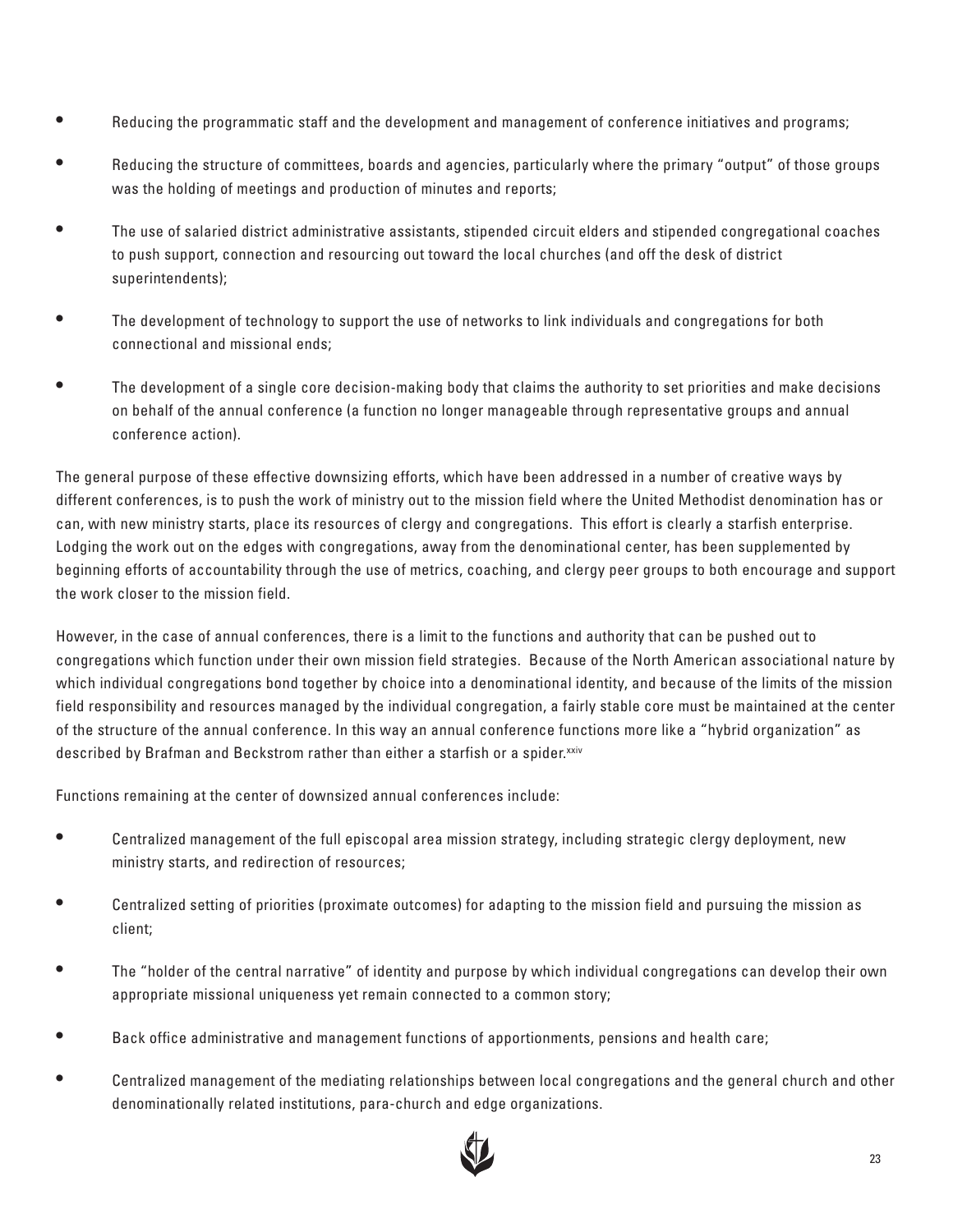- Reducing the programmatic staff and the development and management of conference initiatives and programs;
- Reducing the structure of committees, boards and agencies, particularly where the primary "output" of those groups was the holding of meetings and production of minutes and reports;
- The use of salaried district administrative assistants, stipended circuit elders and stipended congregational coaches to push support, connection and resourcing out toward the local churches (and off the desk of district superintendents);
- The development of technology to support the use of networks to link individuals and congregations for both connectional and missional ends;
- The development of a single core decision-making body that claims the authority to set priorities and make decisions on behalf of the annual conference (a function no longer manageable through representative groups and annual conference action).

The general purpose of these effective downsizing efforts, which have been addressed in a number of creative ways by different conferences, is to push the work of ministry out to the mission field where the United Methodist denomination has or can, with new ministry starts, place its resources of clergy and congregations. This effort is clearly a starfish enterprise. Lodging the work out on the edges with congregations, away from the denominational center, has been supplemented by beginning efforts of accountability through the use of metrics, coaching, and clergy peer groups to both encourage and support the work closer to the mission field.

However, in the case of annual conferences, there is a limit to the functions and authority that can be pushed out to congregations which function under their own mission field strategies. Because of the North American associational nature by which individual congregations bond together by choice into a denominational identity, and because of the limits of the mission field responsibility and resources managed by the individual congregation, a fairly stable core must be maintained at the center of the structure of the annual conference. In this way an annual conference functions more like a "hybrid organization" as described by Brafman and Beckstrom rather than either a starfish or a spider.[xxiv]

Functions remaining at the center of downsized annual conferences include:

- Centralized management of the full episcopal area mission strategy, including strategic clergy deployment, new ministry starts, and redirection of resources;
- Centralized setting of priorities (proximate outcomes) for adapting to the mission field and pursuing the mission as client;
- The "holder of the central narrative" of identity and purpose by which individual congregations can develop their own appropriate missional uniqueness yet remain connected to a common story;
- Back office administrative and management functions of apportionments, pensions and health care;
- Centralized management of the mediating relationships between local congregations and the general church and other denominationally related institutions, para-church and edge organizations.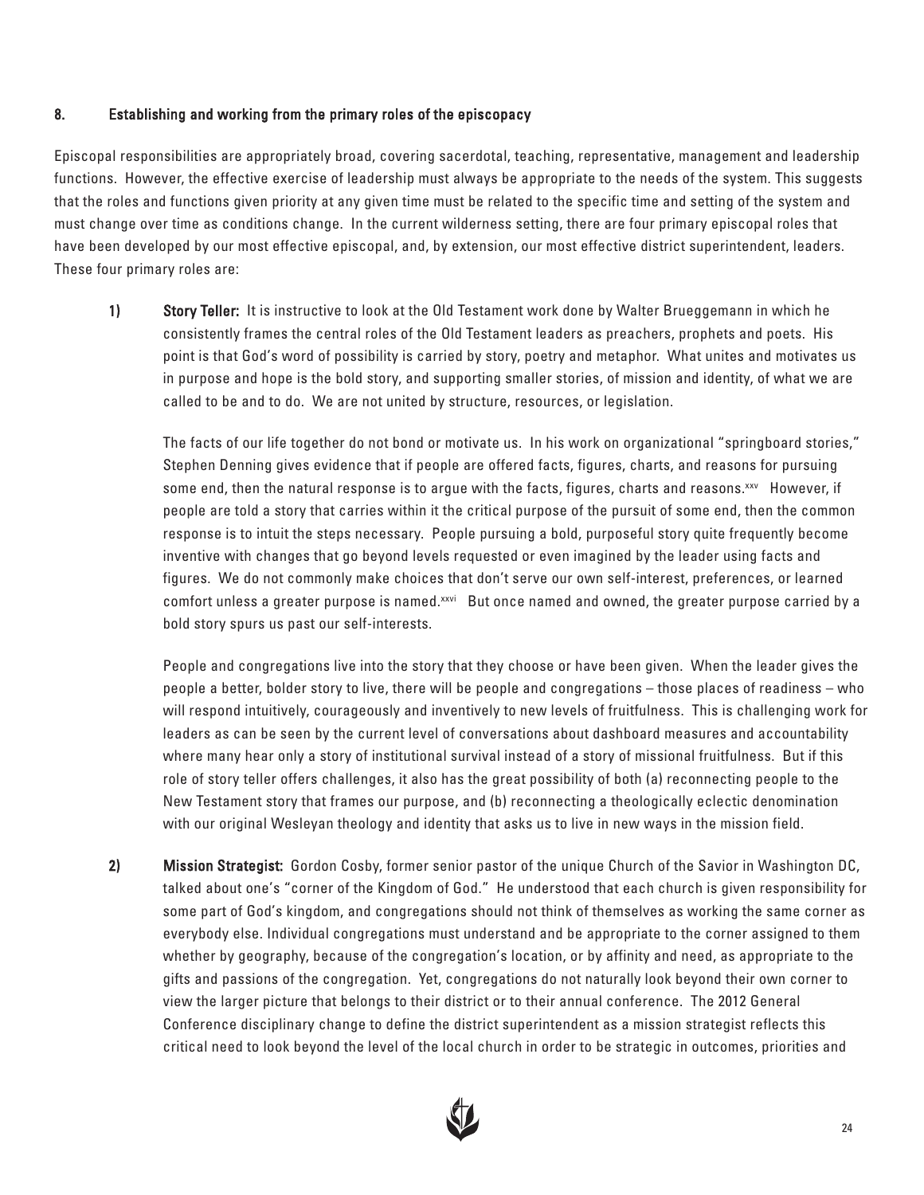## 8. Establishing and working from the primary roles of the episcopacy

Episcopal responsibilities are appropriately broad, covering sacerdotal, teaching, representative, management and leadership functions. However, the effective exercise of leadership must always be appropriate to the needs of the system. This suggests that the roles and functions given priority at any given time must be related to the specific time and setting of the system and must change over time as conditions change. In the current wilderness setting, there are four primary episcopal roles that have been developed by our most effective episcopal, and, by extension, our most effective district superintendent, leaders. These four primary roles are:

1) **Story Teller:** It is instructive to look at the Old Testament work done by Walter Brueggemann in which he consistently frames the central roles of the Old Testament leaders as preachers, prophets and poets. His point is that God's word of possibility is carried by story, poetry and metaphor. What unites and motivates us in purpose and hope is the bold story, and supporting smaller stories, of mission and identity, of what we are called to be and to do. We are not united by structure, resources, or legislation.

   The facts of our life together do not bond or motivate us. In his work on organizational "springboard stories," Stephen Denning gives evidence that if people are offered facts, figures, charts, and reasons for pursuing some end, then the natural response is to argue with the facts, figures, charts and reasons.[xxv] However, if people are told a story that carries within it the critical purpose of the pursuit of some end, then the common response is to intuit the steps necessary. People pursuing a bold, purposeful story quite frequently become inventive with changes that go beyond levels requested or even imagined by the leader using facts and figures. We do not commonly make choices that don't serve our own self-interest, preferences, or learned comfort unless a greater purpose is named.[xxvi] But once named and owned, the greater purpose carried by a bold story spurs us past our self-interests.

   People and congregations live into the story that they choose or have been given. When the leader gives the people a better, bolder story to live, there will be people and congregations – those places of readiness – who will respond intuitively, courageously and inventively to new levels of fruitfulness. This is challenging work for leaders as can be seen by the current level of conversations about dashboard measures and accountability where many hear only a story of institutional survival instead of a story of missional fruitfulness. But if this role of story teller offers challenges, it also has the great possibility of both (a) reconnecting people to the New Testament story that frames our purpose, and (b) reconnecting a theologically eclectic denomination with our original Wesleyan theology and identity that asks us to live in new ways in the mission field.

2) **Mission Strategist:** Gordon Cosby, former senior pastor of the unique Church of the Savior in Washington DC, talked about one's "corner of the Kingdom of God." He understood that each church is given responsibility for some part of God's kingdom, and congregations should not think of themselves as working the same corner as everybody else. Individual congregations must understand and be appropriate to the corner assigned to them whether by geography, because of the congregation's location, or by affinity and need, as appropriate to the gifts and passions of the congregation. Yet, congregations do not naturally look beyond their own corner to view the larger picture that belongs to their district or to their annual conference. The 2012 General Conference disciplinary change to define the district superintendent as a mission strategist reflects this critical need to look beyond the level of the local church in order to be strategic in outcomes, priorities and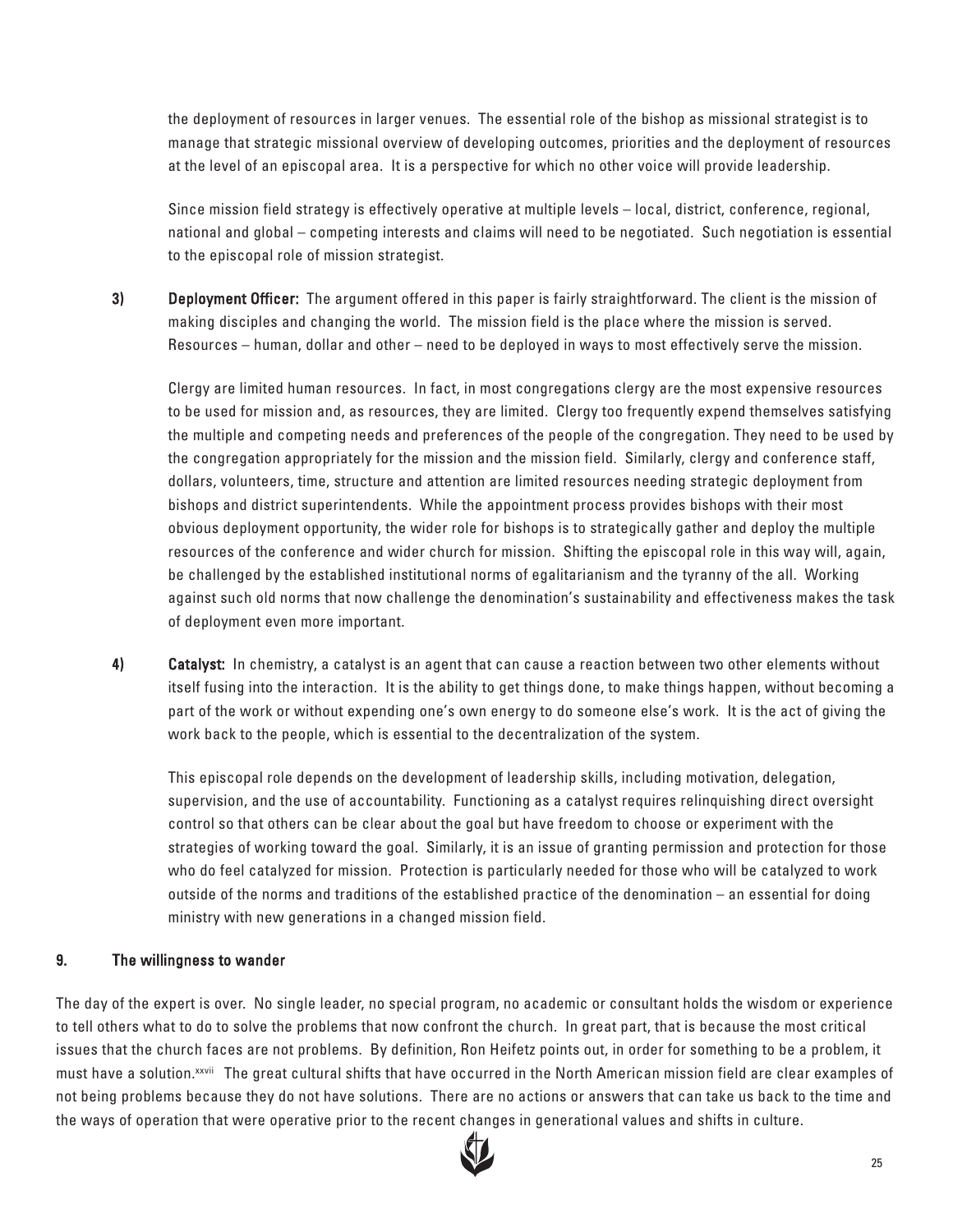the deployment of resources in larger venues. The essential role of the bishop as missional strategist is to manage that strategic missional overview of developing outcomes, priorities and the deployment of resources at the level of an episcopal area. It is a perspective for which no other voice will provide leadership.

Since mission field strategy is effectively operative at multiple levels – local, district, conference, regional, national and global – competing interests and claims will need to be negotiated. Such negotiation is essential to the episcopal role of mission strategist.

3) **Deployment Officer:** The argument offered in this paper is fairly straightforward. The client is the mission of making disciples and changing the world. The mission field is the place where the mission is served. Resources – human, dollar and other – need to be deployed in ways to most effectively serve the mission.

Clergy are limited human resources. In fact, in most congregations clergy are the most expensive resources to be used for mission and, as resources, they are limited. Clergy too frequently expend themselves satisfying the multiple and competing needs and preferences of the people of the congregation. They need to be used by the congregation appropriately for the mission and the mission field. Similarly, clergy and conference staff, dollars, volunteers, time, structure and attention are limited resources needing strategic deployment from bishops and district superintendents. While the appointment process provides bishops with their most obvious deployment opportunity, the wider role for bishops is to strategically gather and deploy the multiple resources of the conference and wider church for mission. Shifting the episcopal role in this way will, again, be challenged by the established institutional norms of egalitarianism and the tyranny of the all. Working against such old norms that now challenge the denomination's sustainability and effectiveness makes the task of deployment even more important.

4) **Catalyst:** In chemistry, a catalyst is an agent that can cause a reaction between two other elements without itself fusing into the interaction. It is the ability to get things done, to make things happen, without becoming a part of the work or without expending one's own energy to do someone else's work. It is the act of giving the work back to the people, which is essential to the decentralization of the system.

This episcopal role depends on the development of leadership skills, including motivation, delegation, supervision, and the use of accountability. Functioning as a catalyst requires relinquishing direct oversight control so that others can be clear about the goal but have freedom to choose or experiment with the strategies of working toward the goal. Similarly, it is an issue of granting permission and protection for those who do feel catalyzed for mission. Protection is particularly needed for those who will be catalyzed to work outside of the norms and traditions of the established practice of the denomination – an essential for doing ministry with new generations in a changed mission field.

## 9. The willingness to wander

The day of the expert is over. No single leader, no special program, no academic or consultant holds the wisdom or experience to tell others what to do to solve the problems that now confront the church. In great part, that is because the most critical issues that the church faces are not problems. By definition, Ron Heifetz points out, in order for something to be a problem, it must have a solution.[xxvii] The great cultural shifts that have occurred in the North American mission field are clear examples of not being problems because they do not have solutions. There are no actions or answers that can take us back to the time and the ways of operation that were operative prior to the recent changes in generational values and shifts in culture.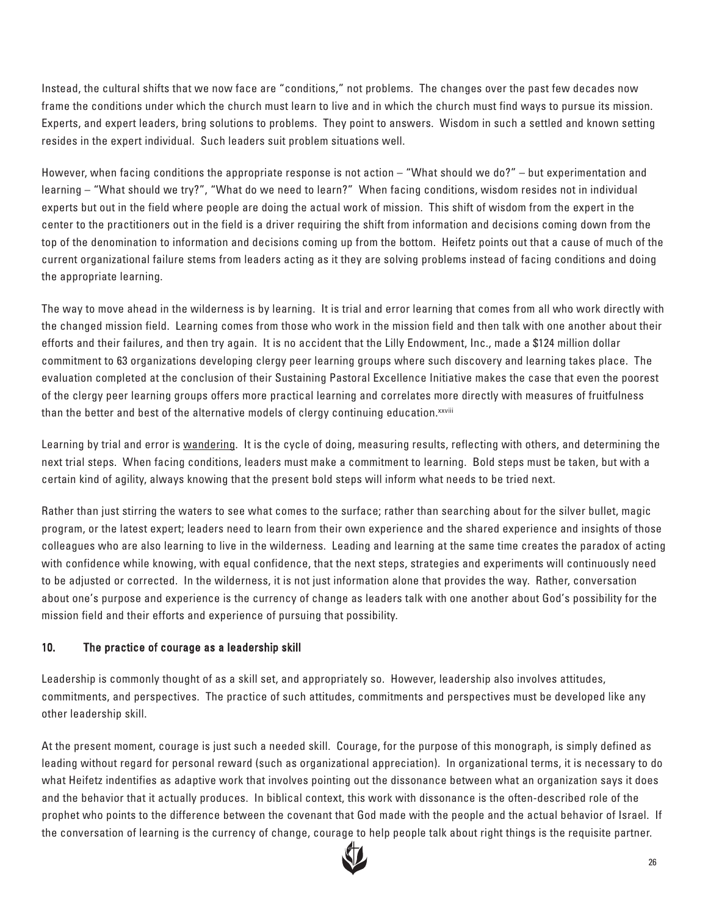Instead, the cultural shifts that we now face are "conditions," not problems. The changes over the past few decades now frame the conditions under which the church must learn to live and in which the church must find ways to pursue its mission. Experts, and expert leaders, bring solutions to problems. They point to answers. Wisdom in such a settled and known setting resides in the expert individual. Such leaders suit problem situations well.

However, when facing conditions the appropriate response is not action – "What should we do?" – but experimentation and learning – "What should we try?", "What do we need to learn?" When facing conditions, wisdom resides not in individual experts but out in the field where people are doing the actual work of mission. This shift of wisdom from the expert in the center to the practitioners out in the field is a driver requiring the shift from information and decisions coming down from the top of the denomination to information and decisions coming up from the bottom. Heifetz points out that a cause of much of the current organizational failure stems from leaders acting as it they are solving problems instead of facing conditions and doing the appropriate learning.

The way to move ahead in the wilderness is by learning. It is trial and error learning that comes from all who work directly with the changed mission field. Learning comes from those who work in the mission field and then talk with one another about their efforts and their failures, and then try again. It is no accident that the Lilly Endowment, Inc., made a $124 million dollar commitment to 63 organizations developing clergy peer learning groups where such discovery and learning takes place. The evaluation completed at the conclusion of their Sustaining Pastoral Excellence Initiative makes the case that even the poorest of the clergy peer learning groups offers more practical learning and correlates more directly with measures of fruitfulness than the better and best of the alternative models of clergy continuing education.[xxviii]

Learning by trial and error is <u>wandering</u>. It is the cycle of doing, measuring results, reflecting with others, and determining the next trial steps. When facing conditions, leaders must make a commitment to learning. Bold steps must be taken, but with a certain kind of agility, always knowing that the present bold steps will inform what needs to be tried next.

Rather than just stirring the waters to see what comes to the surface; rather than searching about for the silver bullet, magic program, or the latest expert; leaders need to learn from their own experience and the shared experience and insights of those colleagues who are also learning to live in the wilderness. Leading and learning at the same time creates the paradox of acting with confidence while knowing, with equal confidence, that the next steps, strategies and experiments will continuously need to be adjusted or corrected. In the wilderness, it is not just information alone that provides the way. Rather, conversation about one's purpose and experience is the currency of change as leaders talk with one another about God's possibility for the mission field and their efforts and experience of pursuing that possibility.

## 10. The practice of courage as a leadership skill

Leadership is commonly thought of as a skill set, and appropriately so. However, leadership also involves attitudes, commitments, and perspectives. The practice of such attitudes, commitments and perspectives must be developed like any other leadership skill.

At the present moment, courage is just such a needed skill. Courage, for the purpose of this monograph, is simply defined as leading without regard for personal reward (such as organizational appreciation). In organizational terms, it is necessary to do what Heifetz indentifies as adaptive work that involves pointing out the dissonance between what an organization says it does and the behavior that it actually produces. In biblical context, this work with dissonance is the often-described role of the prophet who points to the difference between the covenant that God made with the people and the actual behavior of Israel. If the conversation of learning is the currency of change, courage to help people talk about right things is the requisite partner.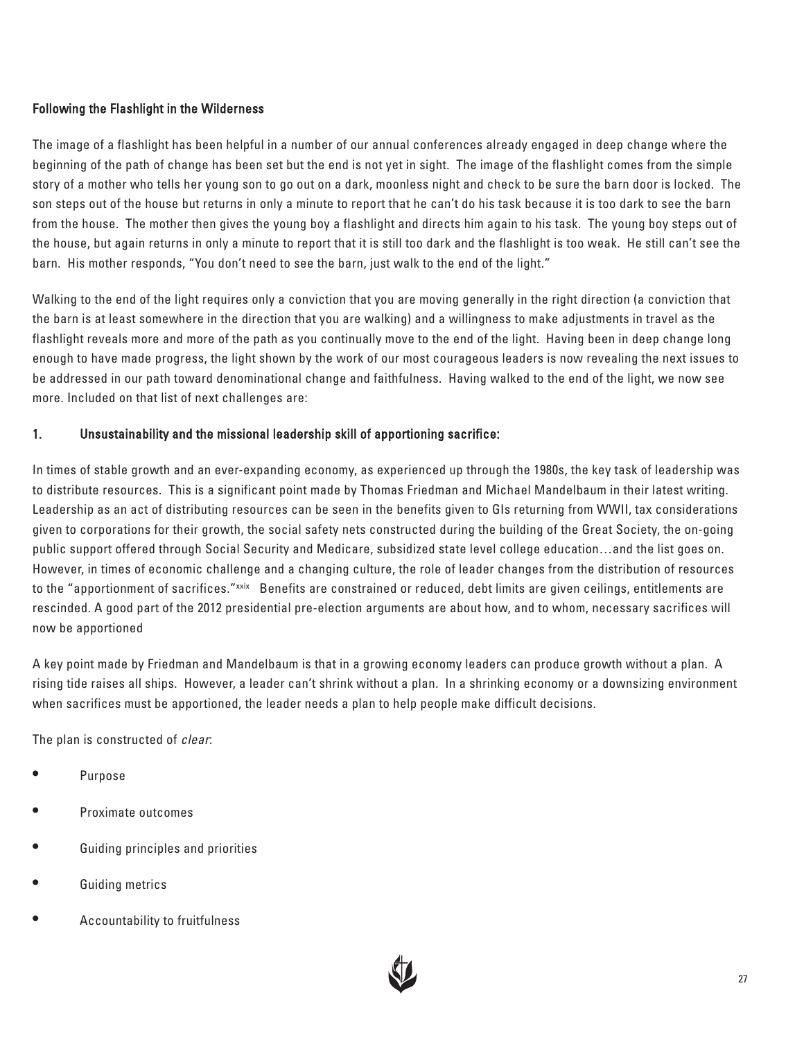## Following the Flashlight in the Wilderness

The image of a flashlight has been helpful in a number of our annual conferences already engaged in deep change where the beginning of the path of change has been set but the end is not yet in sight. The image of the flashlight comes from the simple story of a mother who tells her young son to go out on a dark, moonless night and check to be sure the barn door is locked. The son steps out of the house but returns in only a minute to report that he can't do his task because it is too dark to see the barn from the house. The mother then gives the young boy a flashlight and directs him again to his task. The young boy steps out of the house, but again returns in only a minute to report that it is still too dark and the flashlight is too weak. He still can't see the barn. His mother responds, "You don't need to see the barn, just walk to the end of the light."

Walking to the end of the light requires only a conviction that you are moving generally in the right direction (a conviction that the barn is at least somewhere in the direction that you are walking) and a willingness to make adjustments in travel as the flashlight reveals more and more of the path as you continually move to the end of the light. Having been in deep change long enough to have made progress, the light shown by the work of our most courageous leaders is now revealing the next issues to be addressed in our path toward denominational change and faithfulness. Having walked to the end of the light, we now see more. Included on that list of next challenges are:

### 1. Unsustainability and the missional leadership skill of apportioning sacrifice:

In times of stable growth and an ever-expanding economy, as experienced up through the 1980s, the key task of leadership was to distribute resources. This is a significant point made by Thomas Friedman and Michael Mandelbaum in their latest writing. Leadership as an act of distributing resources can be seen in the benefits given to GIs returning from WWII, tax considerations given to corporations for their growth, the social safety nets constructed during the building of the Great Society, the on-going public support offered through Social Security and Medicare, subsidized state level college education…and the list goes on. However, in times of economic challenge and a changing culture, the role of leader changes from the distribution of resources to the "apportionment of sacrifices."[xxix] Benefits are constrained or reduced, debt limits are given ceilings, entitlements are rescinded. A good part of the 2012 presidential pre-election arguments are about how, and to whom, necessary sacrifices will now be apportioned

A key point made by Friedman and Mandelbaum is that in a growing economy leaders can produce growth without a plan. A rising tide raises all ships. However, a leader can't shrink without a plan. In a shrinking economy or a downsizing environment when sacrifices must be apportioned, the leader needs a plan to help people make difficult decisions.

The plan is constructed of *clear*:

- Purpose
- Proximate outcomes
- Guiding principles and priorities
- Guiding metrics
- Accountability to fruitfulness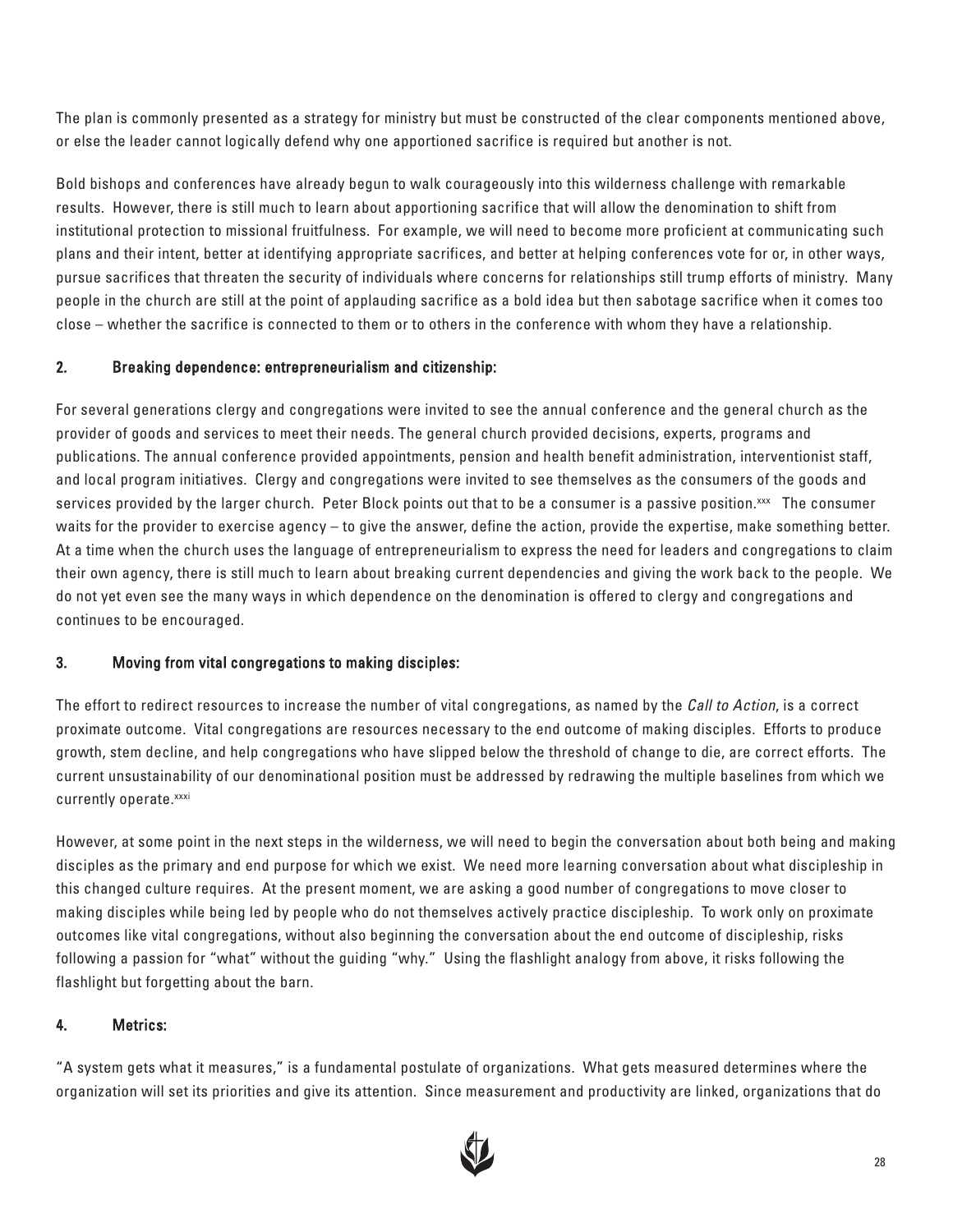The plan is commonly presented as a strategy for ministry but must be constructed of the clear components mentioned above, or else the leader cannot logically defend why one apportioned sacrifice is required but another is not.

Bold bishops and conferences have already begun to walk courageously into this wilderness challenge with remarkable results. However, there is still much to learn about apportioning sacrifice that will allow the denomination to shift from institutional protection to missional fruitfulness. For example, we will need to become more proficient at communicating such plans and their intent, better at identifying appropriate sacrifices, and better at helping conferences vote for or, in other ways, pursue sacrifices that threaten the security of individuals where concerns for relationships still trump efforts of ministry. Many people in the church are still at the point of applauding sacrifice as a bold idea but then sabotage sacrifice when it comes too close – whether the sacrifice is connected to them or to others in the conference with whom they have a relationship.

**2. Breaking dependence: entrepreneurialism and citizenship:**

For several generations clergy and congregations were invited to see the annual conference and the general church as the provider of goods and services to meet their needs. The general church provided decisions, experts, programs and publications. The annual conference provided appointments, pension and health benefit administration, interventionist staff, and local program initiatives. Clergy and congregations were invited to see themselves as the consumers of the goods and services provided by the larger church. Peter Block points out that to be a consumer is a passive position.[xxx] The consumer waits for the provider to exercise agency – to give the answer, define the action, provide the expertise, make something better. At a time when the church uses the language of entrepreneurialism to express the need for leaders and congregations to claim their own agency, there is still much to learn about breaking current dependencies and giving the work back to the people. We do not yet even see the many ways in which dependence on the denomination is offered to clergy and congregations and continues to be encouraged.

**3. Moving from vital congregations to making disciples:**

The effort to redirect resources to increase the number of vital congregations, as named by the *Call to Action*, is a correct proximate outcome. Vital congregations are resources necessary to the end outcome of making disciples. Efforts to produce growth, stem decline, and help congregations who have slipped below the threshold of change to die, are correct efforts. The current unsustainability of our denominational position must be addressed by redrawing the multiple baselines from which we currently operate.[xxxi]

However, at some point in the next steps in the wilderness, we will need to begin the conversation about both being and making disciples as the primary and end purpose for which we exist. We need more learning conversation about what discipleship in this changed culture requires. At the present moment, we are asking a good number of congregations to move closer to making disciples while being led by people who do not themselves actively practice discipleship. To work only on proximate outcomes like vital congregations, without also beginning the conversation about the end outcome of discipleship, risks following a passion for "what" without the guiding "why." Using the flashlight analogy from above, it risks following the flashlight but forgetting about the barn.

**4. Metrics:**

"A system gets what it measures," is a fundamental postulate of organizations. What gets measured determines where the organization will set its priorities and give its attention. Since measurement and productivity are linked, organizations that do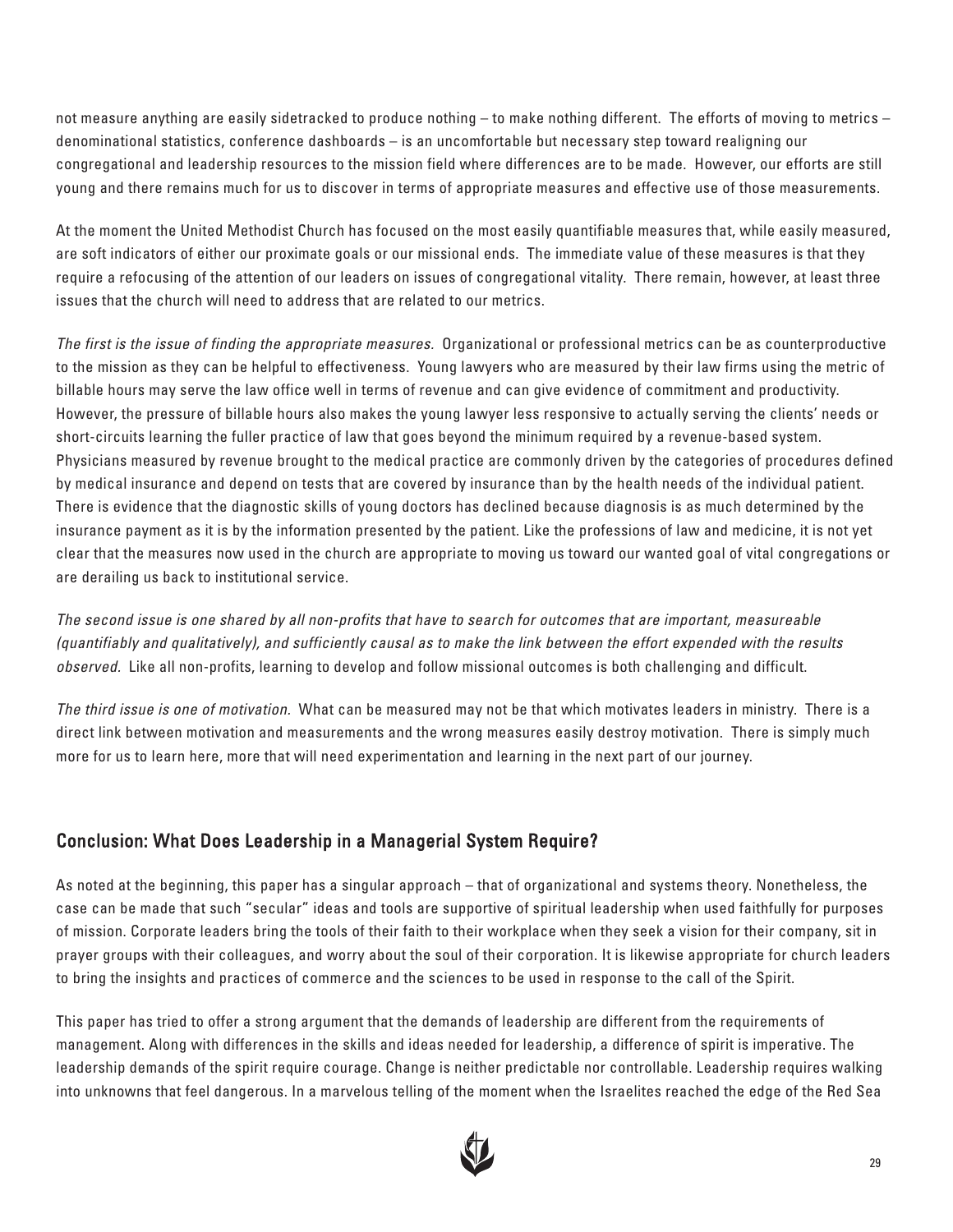not measure anything are easily sidetracked to produce nothing – to make nothing different. The efforts of moving to metrics – denominational statistics, conference dashboards – is an uncomfortable but necessary step toward realigning our congregational and leadership resources to the mission field where differences are to be made. However, our efforts are still young and there remains much for us to discover in terms of appropriate measures and effective use of those measurements.

At the moment the United Methodist Church has focused on the most easily quantifiable measures that, while easily measured, are soft indicators of either our proximate goals or our missional ends. The immediate value of these measures is that they require a refocusing of the attention of our leaders on issues of congregational vitality. There remain, however, at least three issues that the church will need to address that are related to our metrics.

*The first is the issue of finding the appropriate measures.* Organizational or professional metrics can be as counterproductive to the mission as they can be helpful to effectiveness. Young lawyers who are measured by their law firms using the metric of billable hours may serve the law office well in terms of revenue and can give evidence of commitment and productivity. However, the pressure of billable hours also makes the young lawyer less responsive to actually serving the clients' needs or short-circuits learning the fuller practice of law that goes beyond the minimum required by a revenue-based system. Physicians measured by revenue brought to the medical practice are commonly driven by the categories of procedures defined by medical insurance and depend on tests that are covered by insurance than by the health needs of the individual patient. There is evidence that the diagnostic skills of young doctors has declined because diagnosis is as much determined by the insurance payment as it is by the information presented by the patient. Like the professions of law and medicine, it is not yet clear that the measures now used in the church are appropriate to moving us toward our wanted goal of vital congregations or are derailing us back to institutional service.

*The second issue is one shared by all non-profits that have to search for outcomes that are important, measureable (quantifiably and qualitatively), and sufficiently causal as to make the link between the effort expended with the results observed.* Like all non-profits, learning to develop and follow missional outcomes is both challenging and difficult.

*The third issue is one of motivation.* What can be measured may not be that which motivates leaders in ministry. There is a direct link between motivation and measurements and the wrong measures easily destroy motivation. There is simply much more for us to learn here, more that will need experimentation and learning in the next part of our journey.

## Conclusion: What Does Leadership in a Managerial System Require?

As noted at the beginning, this paper has a singular approach – that of organizational and systems theory. Nonetheless, the case can be made that such "secular" ideas and tools are supportive of spiritual leadership when used faithfully for purposes of mission. Corporate leaders bring the tools of their faith to their workplace when they seek a vision for their company, sit in prayer groups with their colleagues, and worry about the soul of their corporation. It is likewise appropriate for church leaders to bring the insights and practices of commerce and the sciences to be used in response to the call of the Spirit.

This paper has tried to offer a strong argument that the demands of leadership are different from the requirements of management. Along with differences in the skills and ideas needed for leadership, a difference of spirit is imperative. The leadership demands of the spirit require courage. Change is neither predictable nor controllable. Leadership requires walking into unknowns that feel dangerous. In a marvelous telling of the moment when the Israelites reached the edge of the Red Sea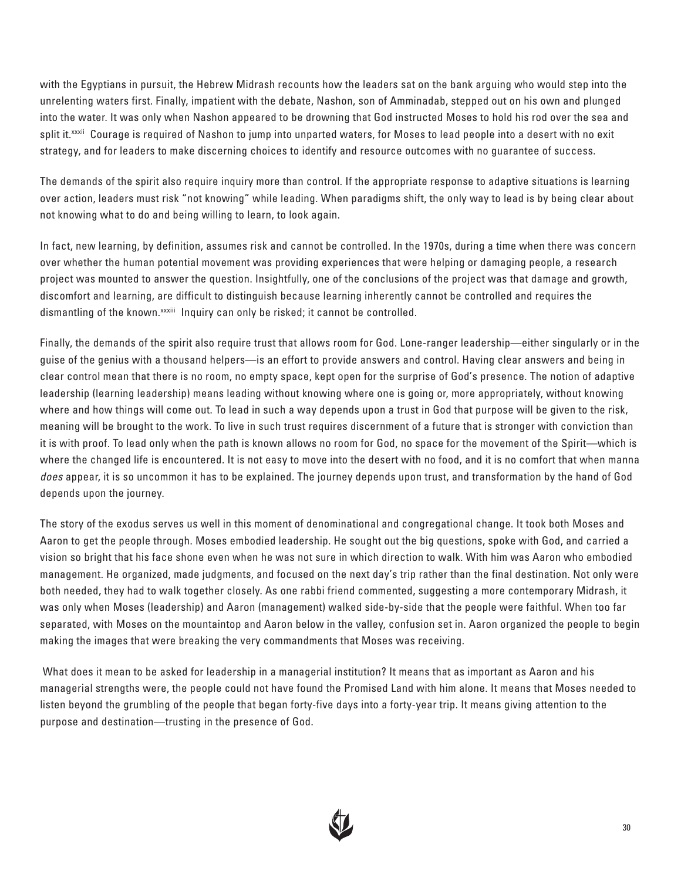with the Egyptians in pursuit, the Hebrew Midrash recounts how the leaders sat on the bank arguing who would step into the unrelenting waters first. Finally, impatient with the debate, Nashon, son of Amminadab, stepped out on his own and plunged into the water. It was only when Nashon appeared to be drowning that God instructed Moses to hold his rod over the sea and split it.[xxxii] Courage is required of Nashon to jump into unparted waters, for Moses to lead people into a desert with no exit strategy, and for leaders to make discerning choices to identify and resource outcomes with no guarantee of success.

The demands of the spirit also require inquiry more than control. If the appropriate response to adaptive situations is learning over action, leaders must risk "not knowing" while leading. When paradigms shift, the only way to lead is by being clear about not knowing what to do and being willing to learn, to look again.

In fact, new learning, by definition, assumes risk and cannot be controlled. In the 1970s, during a time when there was concern over whether the human potential movement was providing experiences that were helping or damaging people, a research project was mounted to answer the question. Insightfully, one of the conclusions of the project was that damage and growth, discomfort and learning, are difficult to distinguish because learning inherently cannot be controlled and requires the dismantling of the known.[xxxiii] Inquiry can only be risked; it cannot be controlled.

Finally, the demands of the spirit also require trust that allows room for God. Lone-ranger leadership—either singularly or in the guise of the genius with a thousand helpers—is an effort to provide answers and control. Having clear answers and being in clear control mean that there is no room, no empty space, kept open for the surprise of God's presence. The notion of adaptive leadership (learning leadership) means leading without knowing where one is going or, more appropriately, without knowing where and how things will come out. To lead in such a way depends upon a trust in God that purpose will be given to the risk, meaning will be brought to the work. To live in such trust requires discernment of a future that is stronger with conviction than it is with proof. To lead only when the path is known allows no room for God, no space for the movement of the Spirit—which is where the changed life is encountered. It is not easy to move into the desert with no food, and it is no comfort that when manna *does* appear, it is so uncommon it has to be explained. The journey depends upon trust, and transformation by the hand of God depends upon the journey.

The story of the exodus serves us well in this moment of denominational and congregational change. It took both Moses and Aaron to get the people through. Moses embodied leadership. He sought out the big questions, spoke with God, and carried a vision so bright that his face shone even when he was not sure in which direction to walk. With him was Aaron who embodied management. He organized, made judgments, and focused on the next day's trip rather than the final destination. Not only were both needed, they had to walk together closely. As one rabbi friend commented, suggesting a more contemporary Midrash, it was only when Moses (leadership) and Aaron (management) walked side-by-side that the people were faithful. When too far separated, with Moses on the mountaintop and Aaron below in the valley, confusion set in. Aaron organized the people to begin making the images that were breaking the very commandments that Moses was receiving.

What does it mean to be asked for leadership in a managerial institution? It means that as important as Aaron and his managerial strengths were, the people could not have found the Promised Land with him alone. It means that Moses needed to listen beyond the grumbling of the people that began forty-five days into a forty-year trip. It means giving attention to the purpose and destination—trusting in the presence of God.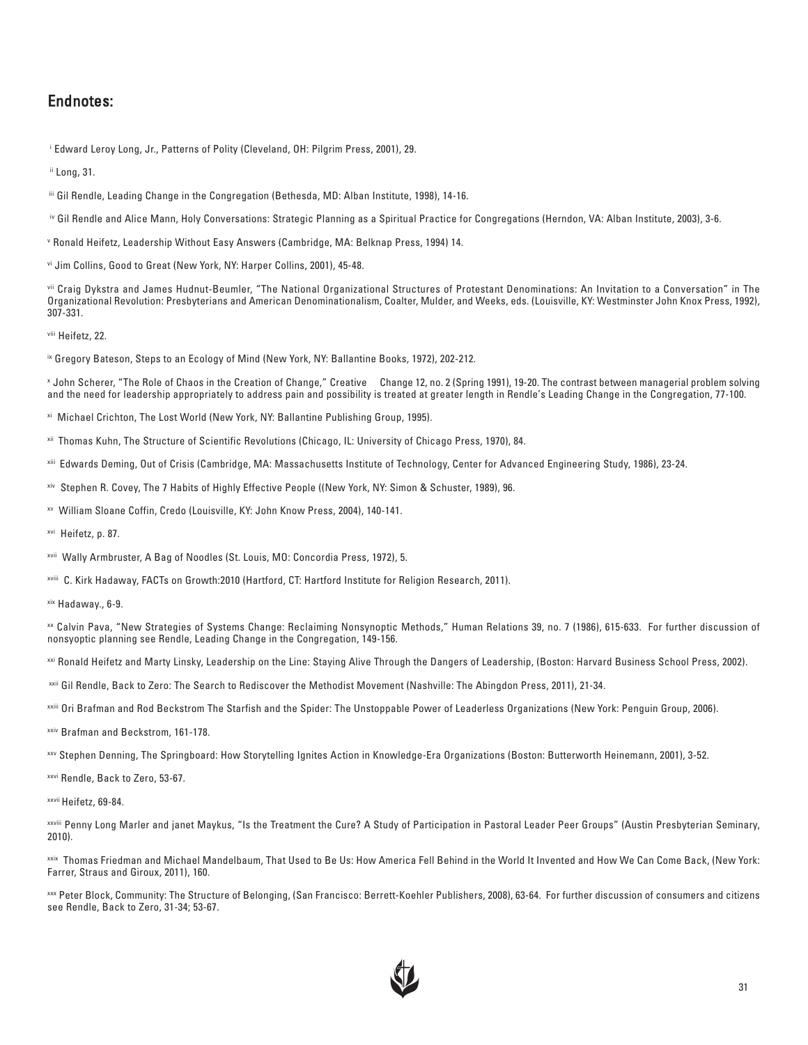## Endnotes:

[i] Edward Leroy Long, Jr., Patterns of Polity (Cleveland, OH: Pilgrim Press, 2001), 29.

[ii] Long, 31.

[iii] Gil Rendle, Leading Change in the Congregation (Bethesda, MD: Alban Institute, 1998), 14-16.

[iv] Gil Rendle and Alice Mann, Holy Conversations: Strategic Planning as a Spiritual Practice for Congregations (Herndon, VA: Alban Institute, 2003), 3-6.

[v] Ronald Heifetz, Leadership Without Easy Answers (Cambridge, MA: Belknap Press, 1994) 14.

[vi] Jim Collins, Good to Great (New York, NY: Harper Collins, 2001), 45-48.

[vii] Craig Dykstra and James Hudnut-Beumler, "The National Organizational Structures of Protestant Denominations: An Invitation to a Conversation" in The Organizational Revolution: Presbyterians and American Denominationalism, Coalter, Mulder, and Weeks, eds. (Louisville, KY: Westminster John Knox Press, 1992), 307-331.

[viii] Heifetz, 22.

[ix] Gregory Bateson, Steps to an Ecology of Mind (New York, NY: Ballantine Books, 1972), 202-212.

[x] John Scherer, "The Role of Chaos in the Creation of Change," Creative Change 12, no. 2 (Spring 1991), 19-20. The contrast between managerial problem solving and the need for leadership appropriately to address pain and possibility is treated at greater length in Rendle's Leading Change in the Congregation, 77-100.

[xi] Michael Crichton, The Lost World (New York, NY: Ballantine Publishing Group, 1995).

[xii] Thomas Kuhn, The Structure of Scientific Revolutions (Chicago, IL: University of Chicago Press, 1970), 84.

[xiii] Edwards Deming, Out of Crisis (Cambridge, MA: Massachusetts Institute of Technology, Center for Advanced Engineering Study, 1986), 23-24.

[xiv] Stephen R. Covey, The 7 Habits of Highly Effective People ((New York, NY: Simon & Schuster, 1989), 96.

[xv] William Sloane Coffin, Credo (Louisville, KY: John Know Press, 2004), 140-141.

[xvi] Heifetz, p. 87.

[xvii] Wally Armbruster, A Bag of Noodles (St. Louis, MO: Concordia Press, 1972), 5.

[xviii] C. Kirk Hadaway, FACTs on Growth:2010 (Hartford, CT: Hartford Institute for Religion Research, 2011).

[xix] Hadaway., 6-9.

[xx] Calvin Pava, "New Strategies of Systems Change: Reclaiming Nonsynoptic Methods," Human Relations 39, no. 7 (1986), 615-633. For further discussion of nonsyoptic planning see Rendle, Leading Change in the Congregation, 149-156.

[xxi] Ronald Heifetz and Marty Linsky, Leadership on the Line: Staying Alive Through the Dangers of Leadership, (Boston: Harvard Business School Press, 2002).

[xxii] Gil Rendle, Back to Zero: The Search to Rediscover the Methodist Movement (Nashville: The Abingdon Press, 2011), 21-34.

[xxiii] Ori Brafman and Rod Beckstrom The Starfish and the Spider: The Unstoppable Power of Leaderless Organizations (New York: Penguin Group, 2006).

[xxiv] Brafman and Beckstrom, 161-178.

[xxv] Stephen Denning, The Springboard: How Storytelling Ignites Action in Knowledge-Era Organizations (Boston: Butterworth Heinemann, 2001), 3-52.

[xxvi] Rendle, Back to Zero, 53-67.

[xxvii] Heifetz, 69-84.

[xxviii] Penny Long Marler and janet Maykus, "Is the Treatment the Cure? A Study of Participation in Pastoral Leader Peer Groups" (Austin Presbyterian Seminary, 2010).

[xxix] Thomas Friedman and Michael Mandelbaum, That Used to Be Us: How America Fell Behind in the World It Invented and How We Can Come Back, (New York: Farrer, Straus and Giroux, 2011), 160.

[xxx] Peter Block, Community: The Structure of Belonging, (San Francisco: Berrett-Koehler Publishers, 2008), 63-64. For further discussion of consumers and citizens see Rendle, Back to Zero, 31-34; 53-67.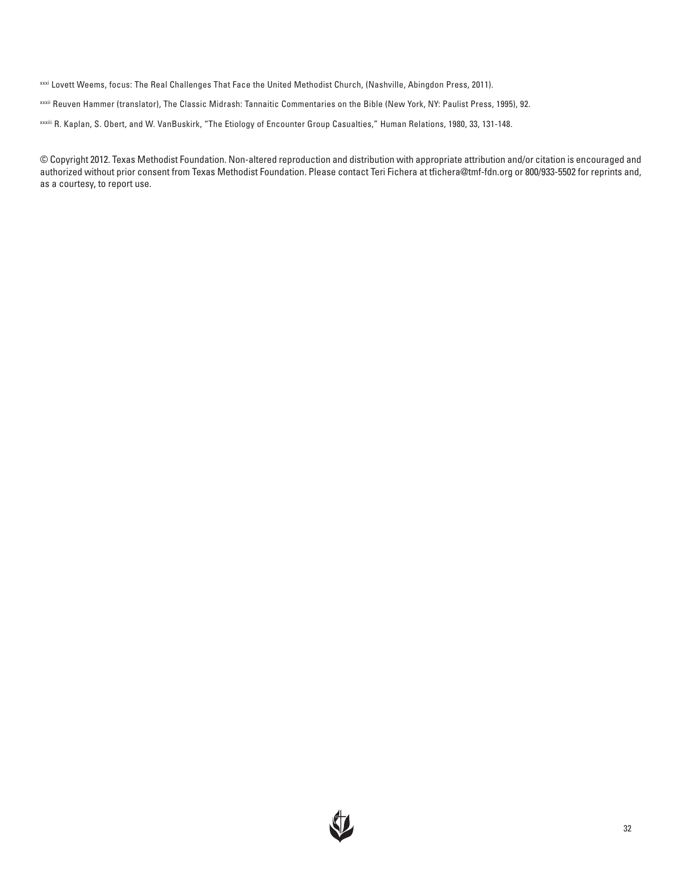[xxxi] Lovett Weems, focus: The Real Challenges That Face the United Methodist Church, (Nashville, Abingdon Press, 2011).

[xxxii] Reuven Hammer (translator), The Classic Midrash: Tannaitic Commentaries on the Bible (New York, NY: Paulist Press, 1995), 92.

[xxxiii] R. Kaplan, S. Obert, and W. VanBuskirk, "The Etiology of Encounter Group Casualties," Human Relations, 1980, 33, 131-148.

© Copyright 2012. Texas Methodist Foundation. Non-altered reproduction and distribution with appropriate attribution and/or citation is encouraged and authorized without prior consent from Texas Methodist Foundation. Please contact Teri Fichera at tfichera@tmf-fdn.org or 800/933-5502 for reprints and, as a courtesy, to report use.